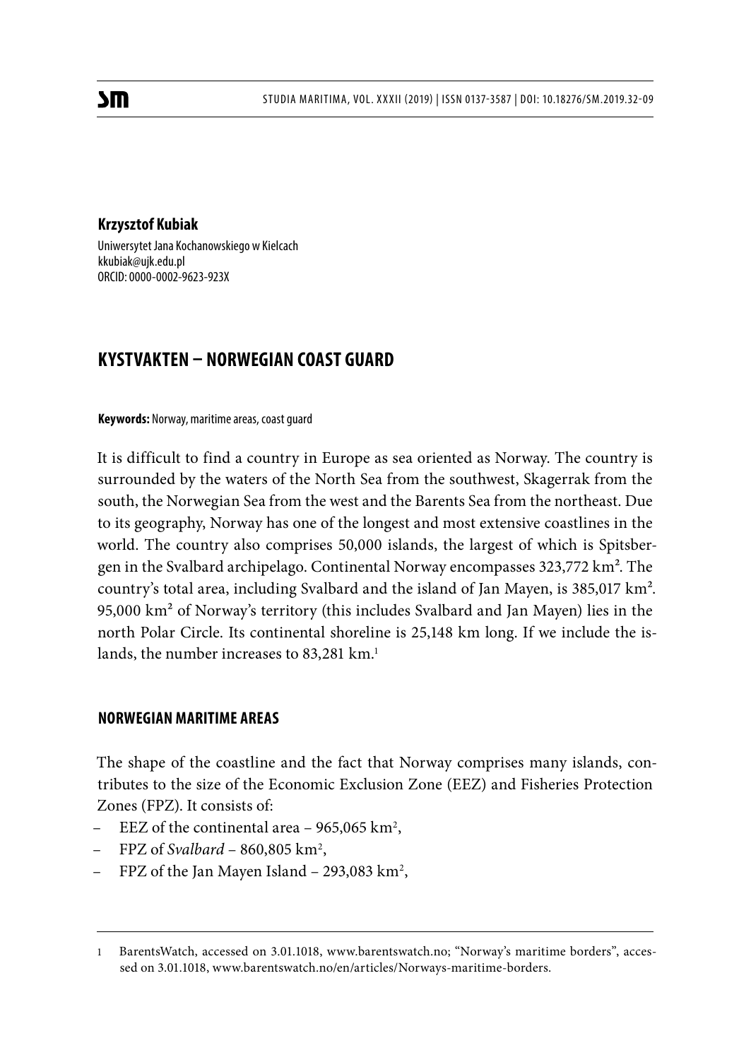**Krzysztof Kubiak**

Uniwersytet Jana Kochanowskiego w Kielcach
kkubiak@ujk.edu.pl
ORCID: 0000-0002-9623-923X

# KYSTVAKTEN – NORWEGIAN COAST GUARD

**Keywords:** Norway, maritime areas, coast guard

It is difficult to find a country in Europe as sea oriented as Norway. The country is surrounded by the waters of the North Sea from the southwest, Skagerrak from the south, the Norwegian Sea from the west and the Barents Sea from the northeast. Due to its geography, Norway has one of the longest and most extensive coastlines in the world. The country also comprises 50,000 islands, the largest of which is Spitsbergen in the Svalbard archipelago. Continental Norway encompasses 323,772 km². The country's total area, including Svalbard and the island of Jan Mayen, is 385,017 km². 95,000 km² of Norway's territory (this includes Svalbard and Jan Mayen) lies in the north Polar Circle. Its continental shoreline is 25,148 km long. If we include the islands, the number increases to 83,281 km.[1]

## NORWEGIAN MARITIME AREAS

The shape of the coastline and the fact that Norway comprises many islands, contributes to the size of the Economic Exclusion Zone (EEZ) and Fisheries Protection Zones (FPZ). It consists of:

– EEZ of the continental area – 965,065 km²,
– FPZ of *Svalbard* – 860,805 km²,
– FPZ of the Jan Mayen Island – 293,083 km²,

1 BarentsWatch, accessed on 3.01.1018, www.barentswatch.no; "Norway's maritime borders", accessed on 3.01.1018, www.barentswatch.no/en/articles/Norways-maritime-borders.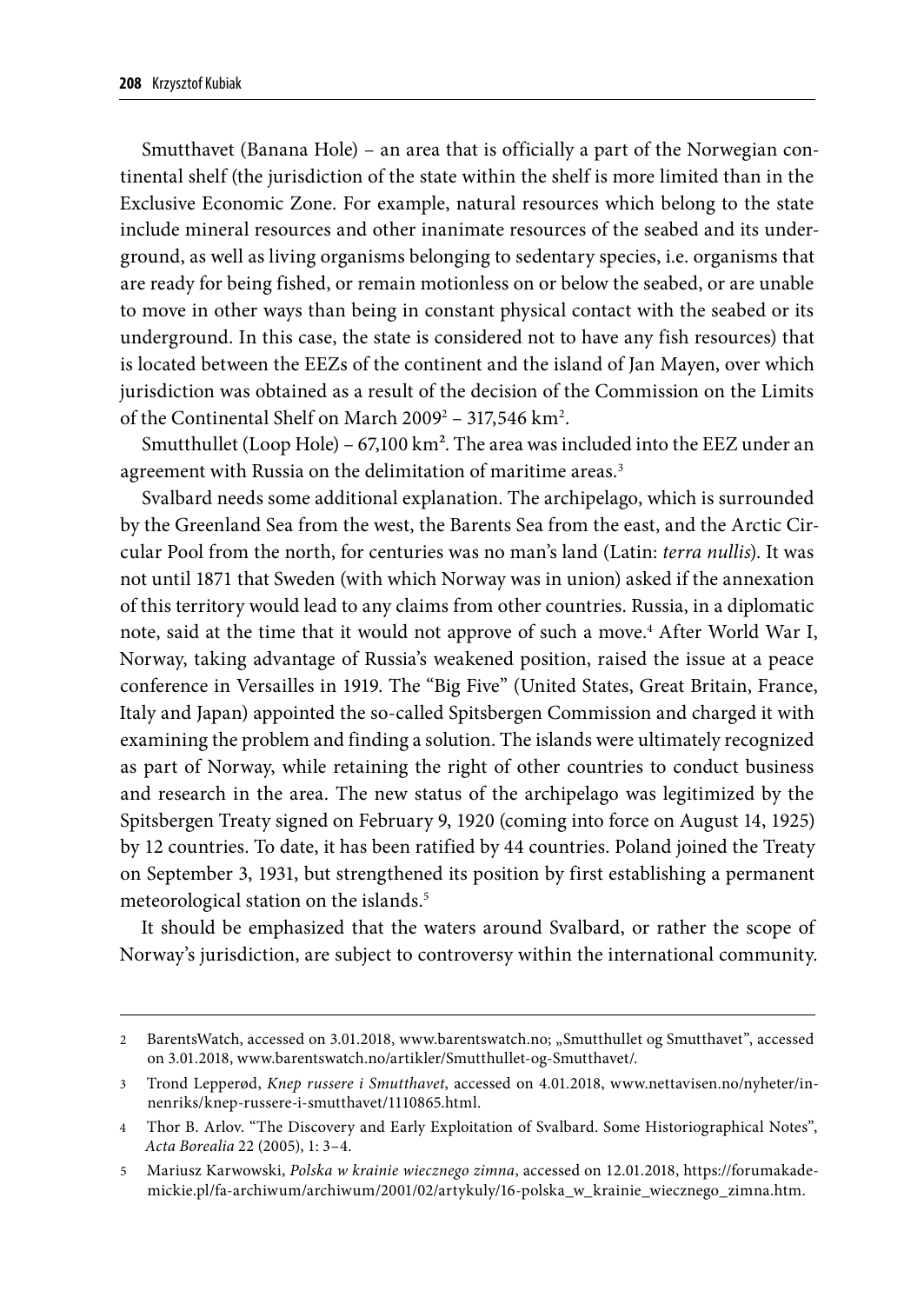Smutthavet (Banana Hole) – an area that is officially a part of the Norwegian continental shelf (the jurisdiction of the state within the shelf is more limited than in the Exclusive Economic Zone. For example, natural resources which belong to the state include mineral resources and other inanimate resources of the seabed and its underground, as well as living organisms belonging to sedentary species, i.e. organisms that are ready for being fished, or remain motionless on or below the seabed, or are unable to move in other ways than being in constant physical contact with the seabed or its underground. In this case, the state is considered not to have any fish resources) that is located between the EEZs of the continent and the island of Jan Mayen, over which jurisdiction was obtained as a result of the decision of the Commission on the Limits of the Continental Shelf on March 2009[2] – 317,546 km$^2$.

Smutthullet (Loop Hole) – 67,100 km$^2$. The area was included into the EEZ under an agreement with Russia on the delimitation of maritime areas.[3]

Svalbard needs some additional explanation. The archipelago, which is surrounded by the Greenland Sea from the west, the Barents Sea from the east, and the Arctic Circular Pool from the north, for centuries was no man's land (Latin: *terra nullis*). It was not until 1871 that Sweden (with which Norway was in union) asked if the annexation of this territory would lead to any claims from other countries. Russia, in a diplomatic note, said at the time that it would not approve of such a move.[4] After World War I, Norway, taking advantage of Russia's weakened position, raised the issue at a peace conference in Versailles in 1919. The "Big Five" (United States, Great Britain, France, Italy and Japan) appointed the so-called Spitsbergen Commission and charged it with examining the problem and finding a solution. The islands were ultimately recognized as part of Norway, while retaining the right of other countries to conduct business and research in the area. The new status of the archipelago was legitimized by the Spitsbergen Treaty signed on February 9, 1920 (coming into force on August 14, 1925) by 12 countries. To date, it has been ratified by 44 countries. Poland joined the Treaty on September 3, 1931, but strengthened its position by first establishing a permanent meteorological station on the islands.[5]

It should be emphasized that the waters around Svalbard, or rather the scope of Norway's jurisdiction, are subject to controversy within the international community.

---

2 BarentsWatch, accessed on 3.01.2018, www.barentswatch.no; „Smutthullet og Smutthavet", accessed on 3.01.2018, www.barentswatch.no/artikler/Smutthullet-og-Smutthavet/.

3 Trond Lepperød, *Knep russere i Smutthavet*, accessed on 4.01.2018, www.nettavisen.no/nyheter/innenriks/knep-russere-i-smutthavet/1110865.html.

4 Thor B. Arlov. "The Discovery and Early Exploitation of Svalbard. Some Historiographical Notes", *Acta Borealia* 22 (2005), 1: 3–4.

5 Mariusz Karwowski, *Polska w krainie wiecznego zimna*, accessed on 12.01.2018, https://forumakademickie.pl/fa-archiwum/archiwum/2001/02/artykuly/16-polska_w_krainie_wiecznego_zimna.htm.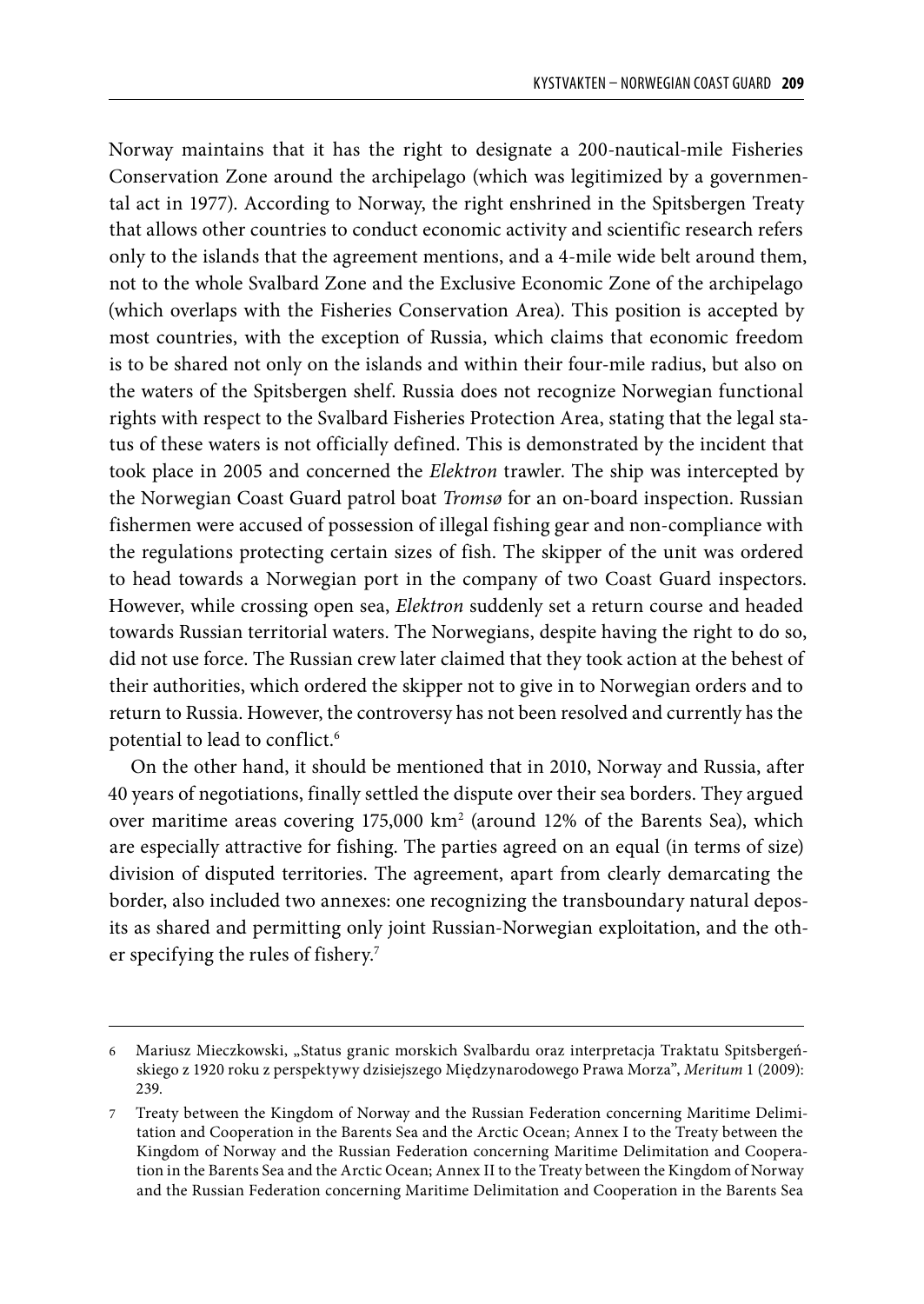Norway maintains that it has the right to designate a 200-nautical-mile Fisheries Conservation Zone around the archipelago (which was legitimized by a governmental act in 1977). According to Norway, the right enshrined in the Spitsbergen Treaty that allows other countries to conduct economic activity and scientific research refers only to the islands that the agreement mentions, and a 4-mile wide belt around them, not to the whole Svalbard Zone and the Exclusive Economic Zone of the archipelago (which overlaps with the Fisheries Conservation Area). This position is accepted by most countries, with the exception of Russia, which claims that economic freedom is to be shared not only on the islands and within their four-mile radius, but also on the waters of the Spitsbergen shelf. Russia does not recognize Norwegian functional rights with respect to the Svalbard Fisheries Protection Area, stating that the legal status of these waters is not officially defined. This is demonstrated by the incident that took place in 2005 and concerned the *Elektron* trawler. The ship was intercepted by the Norwegian Coast Guard patrol boat *Tromsø* for an on-board inspection. Russian fishermen were accused of possession of illegal fishing gear and non-compliance with the regulations protecting certain sizes of fish. The skipper of the unit was ordered to head towards a Norwegian port in the company of two Coast Guard inspectors. However, while crossing open sea, *Elektron* suddenly set a return course and headed towards Russian territorial waters. The Norwegians, despite having the right to do so, did not use force. The Russian crew later claimed that they took action at the behest of their authorities, which ordered the skipper not to give in to Norwegian orders and to return to Russia. However, the controversy has not been resolved and currently has the potential to lead to conflict.[6]

On the other hand, it should be mentioned that in 2010, Norway and Russia, after 40 years of negotiations, finally settled the dispute over their sea borders. They argued over maritime areas covering 175,000 km$^2$ (around 12% of the Barents Sea), which are especially attractive for fishing. The parties agreed on an equal (in terms of size) division of disputed territories. The agreement, apart from clearly demarcating the border, also included two annexes: one recognizing the transboundary natural deposits as shared and permitting only joint Russian-Norwegian exploitation, and the other specifying the rules of fishery.[7]

---

6 Mariusz Mieczkowski, „Status granic morskich Svalbardu oraz interpretacja Traktatu Spitsbergeńskiego z 1920 roku z perspektywy dzisiejszego Międzynarodowego Prawa Morza", *Meritum* 1 (2009): 239.

7 Treaty between the Kingdom of Norway and the Russian Federation concerning Maritime Delimitation and Cooperation in the Barents Sea and the Arctic Ocean; Annex I to the Treaty between the Kingdom of Norway and the Russian Federation concerning Maritime Delimitation and Cooperation in the Barents Sea and the Arctic Ocean; Annex II to the Treaty between the Kingdom of Norway and the Russian Federation concerning Maritime Delimitation and Cooperation in the Barents Sea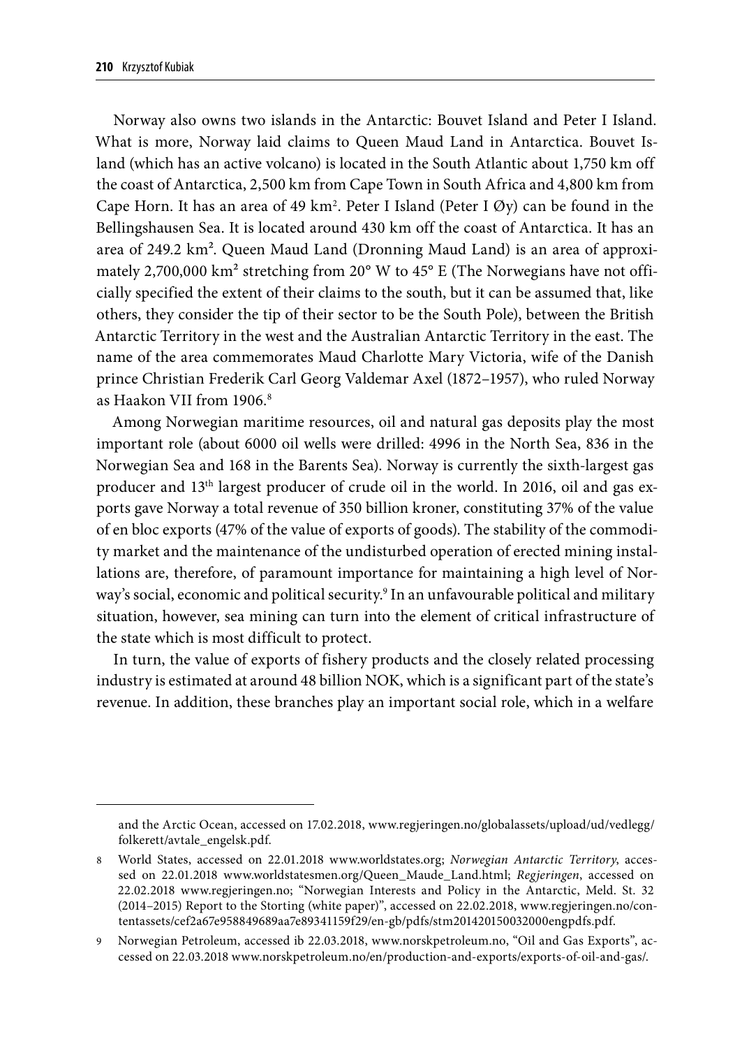Norway also owns two islands in the Antarctic: Bouvet Island and Peter I Island. What is more, Norway laid claims to Queen Maud Land in Antarctica. Bouvet Island (which has an active volcano) is located in the South Atlantic about 1,750 km off the coast of Antarctica, 2,500 km from Cape Town in South Africa and 4,800 km from Cape Horn. It has an area of 49 km$^2$. Peter I Island (Peter I Øy) can be found in the Bellingshausen Sea. It is located around 430 km off the coast of Antarctica. It has an area of 249.2 km$^2$. Queen Maud Land (Dronning Maud Land) is an area of approximately 2,700,000 km$^2$ stretching from 20° W to 45° E (The Norwegians have not officially specified the extent of their claims to the south, but it can be assumed that, like others, they consider the tip of their sector to be the South Pole), between the British Antarctic Territory in the west and the Australian Antarctic Territory in the east. The name of the area commemorates Maud Charlotte Mary Victoria, wife of the Danish prince Christian Frederik Carl Georg Valdemar Axel (1872–1957), who ruled Norway as Haakon VII from 1906.[8]

Among Norwegian maritime resources, oil and natural gas deposits play the most important role (about 6000 oil wells were drilled: 4996 in the North Sea, 836 in the Norwegian Sea and 168 in the Barents Sea). Norway is currently the sixth-largest gas producer and 13th largest producer of crude oil in the world. In 2016, oil and gas exports gave Norway a total revenue of 350 billion kroner, constituting 37% of the value of en bloc exports (47% of the value of exports of goods). The stability of the commodity market and the maintenance of the undisturbed operation of erected mining installations are, therefore, of paramount importance for maintaining a high level of Norway's social, economic and political security.[9] In an unfavourable political and military situation, however, sea mining can turn into the element of critical infrastructure of the state which is most difficult to protect.

In turn, the value of exports of fishery products and the closely related processing industry is estimated at around 48 billion NOK, which is a significant part of the state's revenue. In addition, these branches play an important social role, which in a welfare

---

and the Arctic Ocean, accessed on 17.02.2018, www.regjeringen.no/globalassets/upload/ud/vedlegg/folkerett/avtale_engelsk.pdf.

8 World States, accessed on 22.01.2018 www.worldstates.org; *Norwegian Antarctic Territory*, accessed on 22.01.2018 www.worldstatesmen.org/Queen_Maude_Land.html; *Regjeringen*, accessed on 22.02.2018 www.regjeringen.no; "Norwegian Interests and Policy in the Antarctic, Meld. St. 32 (2014–2015) Report to the Storting (white paper)", accessed on 22.02.2018, www.regjeringen.no/contentassets/cef2a67e958849689aa7e89341159f29/en-gb/pdfs/stm201420150032000engpdfs.pdf.

9 Norwegian Petroleum, accessed ib 22.03.2018, www.norskpetroleum.no, "Oil and Gas Exports", accessed on 22.03.2018 www.norskpetroleum.no/en/production-and-exports/exports-of-oil-and-gas/.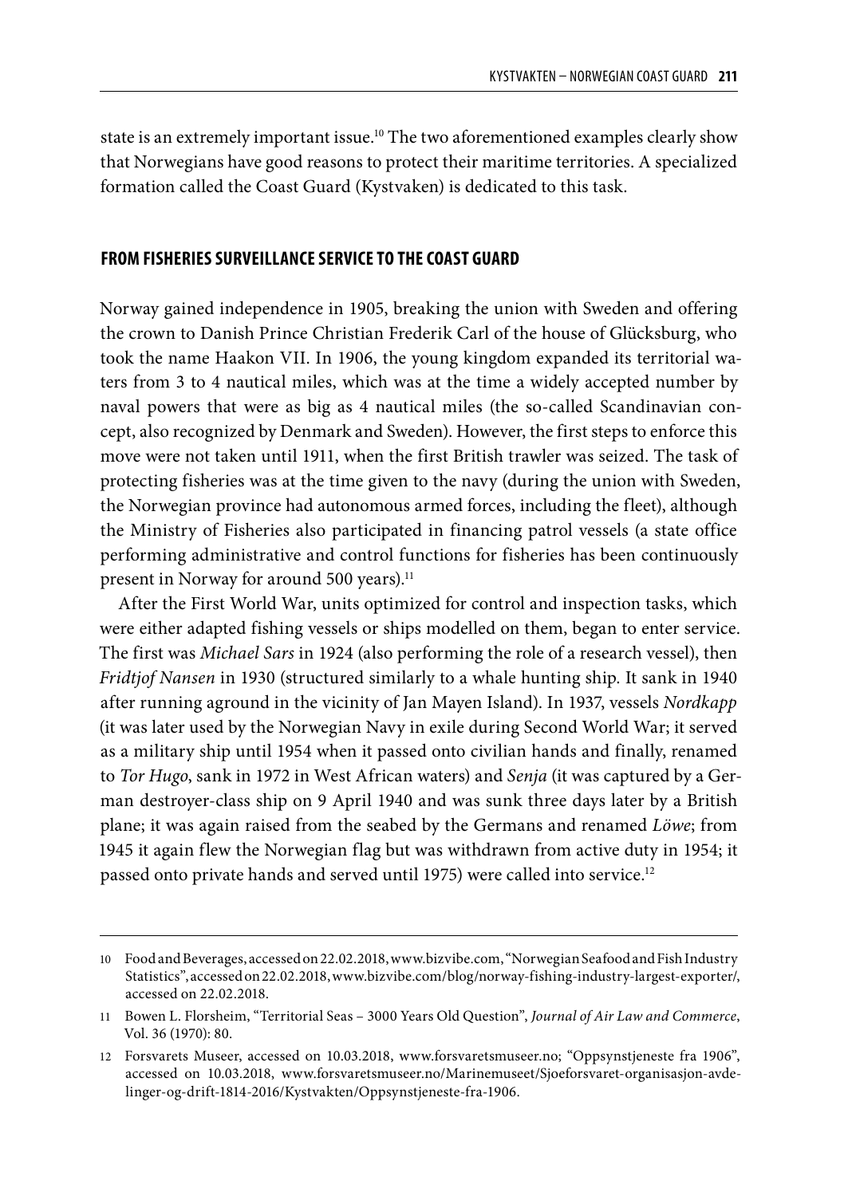state is an extremely important issue.[10] The two aforementioned examples clearly show that Norwegians have good reasons to protect their maritime territories. A specialized formation called the Coast Guard (Kystvaken) is dedicated to this task.

## FROM FISHERIES SURVEILLANCE SERVICE TO THE COAST GUARD

Norway gained independence in 1905, breaking the union with Sweden and offering the crown to Danish Prince Christian Frederik Carl of the house of Glücksburg, who took the name Haakon VII. In 1906, the young kingdom expanded its territorial waters from 3 to 4 nautical miles, which was at the time a widely accepted number by naval powers that were as big as 4 nautical miles (the so-called Scandinavian concept, also recognized by Denmark and Sweden). However, the first steps to enforce this move were not taken until 1911, when the first British trawler was seized. The task of protecting fisheries was at the time given to the navy (during the union with Sweden, the Norwegian province had autonomous armed forces, including the fleet), although the Ministry of Fisheries also participated in financing patrol vessels (a state office performing administrative and control functions for fisheries has been continuously present in Norway for around 500 years).[11]

After the First World War, units optimized for control and inspection tasks, which were either adapted fishing vessels or ships modelled on them, began to enter service. The first was *Michael Sars* in 1924 (also performing the role of a research vessel), then *Fridtjof Nansen* in 1930 (structured similarly to a whale hunting ship. It sank in 1940 after running aground in the vicinity of Jan Mayen Island). In 1937, vessels *Nordkapp* (it was later used by the Norwegian Navy in exile during Second World War; it served as a military ship until 1954 when it passed onto civilian hands and finally, renamed to *Tor Hugo*, sank in 1972 in West African waters) and *Senja* (it was captured by a German destroyer-class ship on 9 April 1940 and was sunk three days later by a British plane; it was again raised from the seabed by the Germans and renamed *Löwe*; from 1945 it again flew the Norwegian flag but was withdrawn from active duty in 1954; it passed onto private hands and served until 1975) were called into service.[12]

---

10 Food and Beverages, accessed on 22.02.2018, www.bizvibe.com, "Norwegian Seafood and Fish Industry Statistics", accessed on 22.02.2018, www.bizvibe.com/blog/norway-fishing-industry-largest-exporter/, accessed on 22.02.2018.

11 Bowen L. Florsheim, "Territorial Seas – 3000 Years Old Question", *Journal of Air Law and Commerce*, Vol. 36 (1970): 80.

12 Forsvarets Museer, accessed on 10.03.2018, www.forsvaretsmuseer.no; "Oppsynstjeneste fra 1906", accessed on 10.03.2018, www.forsvaretsmuseer.no/Marinemuseet/Sjoeforsvaret-organisasjon-avdelinger-og-drift-1814-2016/Kystvakten/Oppsynstjeneste-fra-1906.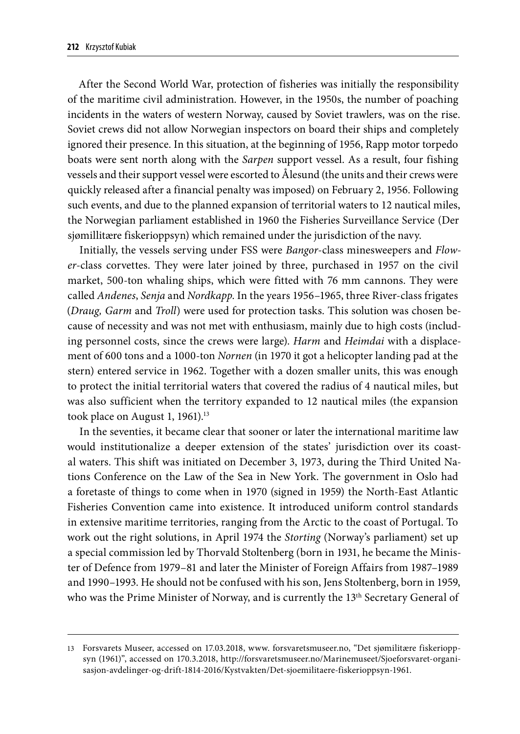After the Second World War, protection of fisheries was initially the responsibility of the maritime civil administration. However, in the 1950s, the number of poaching incidents in the waters of western Norway, caused by Soviet trawlers, was on the rise. Soviet crews did not allow Norwegian inspectors on board their ships and completely ignored their presence. In this situation, at the beginning of 1956, Rapp motor torpedo boats were sent north along with the *Sarpen* support vessel. As a result, four fishing vessels and their support vessel were escorted to Ålesund (the units and their crews were quickly released after a financial penalty was imposed) on February 2, 1956. Following such events, and due to the planned expansion of territorial waters to 12 nautical miles, the Norwegian parliament established in 1960 the Fisheries Surveillance Service (Der sjømillitære fiskerioppsyn) which remained under the jurisdiction of the navy.

Initially, the vessels serving under FSS were *Bangor*-class minesweepers and *Flower*-class corvettes. They were later joined by three, purchased in 1957 on the civil market, 500-ton whaling ships, which were fitted with 76 mm cannons. They were called *Andenes*, *Senja* and *Nordkapp*. In the years 1956–1965, three River-class frigates (*Draug, Garm* and *Troll*) were used for protection tasks. This solution was chosen because of necessity and was not met with enthusiasm, mainly due to high costs (including personnel costs, since the crews were large). *Harm* and *Heimdai* with a displacement of 600 tons and a 1000-ton *Nornen* (in 1970 it got a helicopter landing pad at the stern) entered service in 1962. Together with a dozen smaller units, this was enough to protect the initial territorial waters that covered the radius of 4 nautical miles, but was also sufficient when the territory expanded to 12 nautical miles (the expansion took place on August 1, 1961).[13]

In the seventies, it became clear that sooner or later the international maritime law would institutionalize a deeper extension of the states' jurisdiction over its coastal waters. This shift was initiated on December 3, 1973, during the Third United Nations Conference on the Law of the Sea in New York. The government in Oslo had a foretaste of things to come when in 1970 (signed in 1959) the North-East Atlantic Fisheries Convention came into existence. It introduced uniform control standards in extensive maritime territories, ranging from the Arctic to the coast of Portugal. To work out the right solutions, in April 1974 the *Storting* (Norway's parliament) set up a special commission led by Thorvald Stoltenberg (born in 1931, he became the Minister of Defence from 1979–81 and later the Minister of Foreign Affairs from 1987–1989 and 1990–1993. He should not be confused with his son, Jens Stoltenberg, born in 1959, who was the Prime Minister of Norway, and is currently the 13th Secretary General of

---

13 Forsvarets Museer, accessed on 17.03.2018, www. forsvaretsmuseer.no, "Det sjømilitære fiskerioppsyn (1961)", accessed on 170.3.2018, http://forsvaretsmuseer.no/Marinemuseet/Sjoeforsvaret-organisasjon-avdelinger-og-drift-1814-2016/Kystvakten/Det-sjoemilitaere-fiskerioppsyn-1961.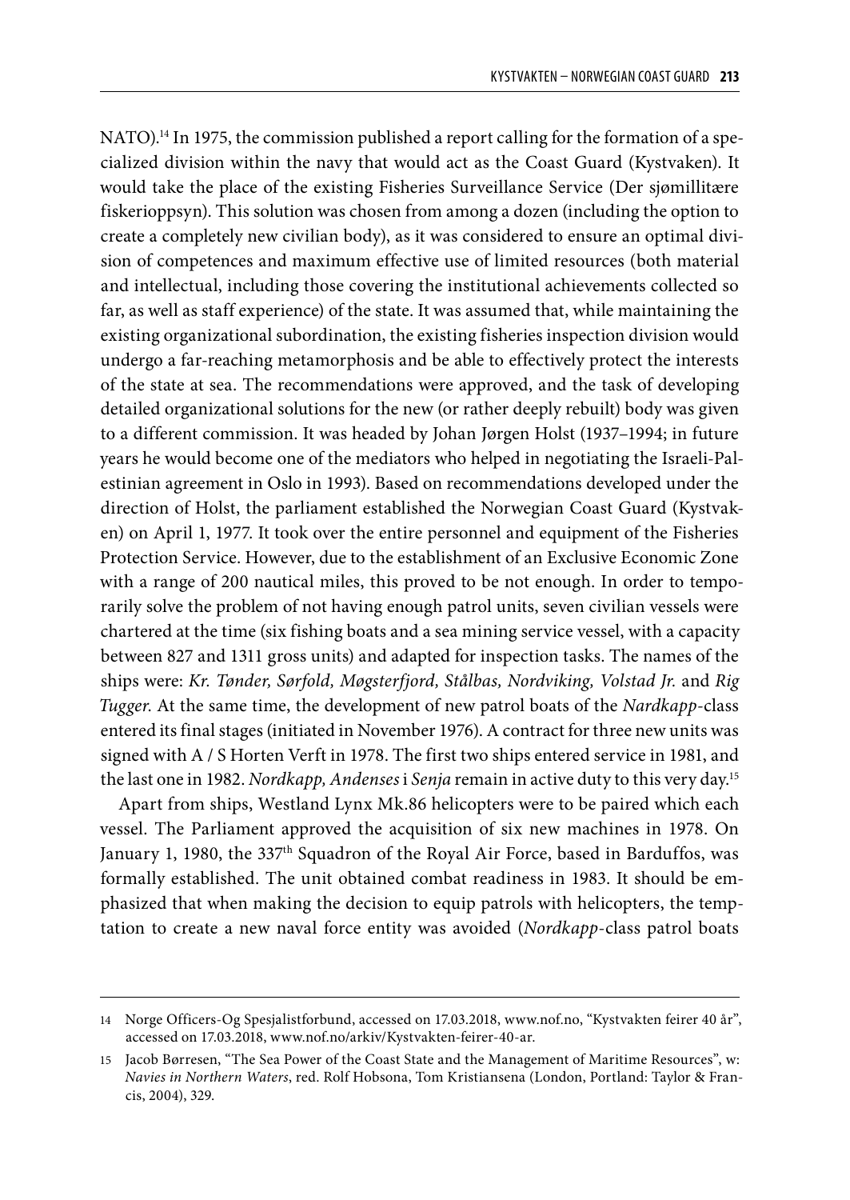NATO).[14] In 1975, the commission published a report calling for the formation of a specialized division within the navy that would act as the Coast Guard (Kystvaken). It would take the place of the existing Fisheries Surveillance Service (Der sjømillitære fiskerioppsyn). This solution was chosen from among a dozen (including the option to create a completely new civilian body), as it was considered to ensure an optimal division of competences and maximum effective use of limited resources (both material and intellectual, including those covering the institutional achievements collected so far, as well as staff experience) of the state. It was assumed that, while maintaining the existing organizational subordination, the existing fisheries inspection division would undergo a far-reaching metamorphosis and be able to effectively protect the interests of the state at sea. The recommendations were approved, and the task of developing detailed organizational solutions for the new (or rather deeply rebuilt) body was given to a different commission. It was headed by Johan Jørgen Holst (1937–1994; in future years he would become one of the mediators who helped in negotiating the Israeli-Palestinian agreement in Oslo in 1993). Based on recommendations developed under the direction of Holst, the parliament established the Norwegian Coast Guard (Kystvaken) on April 1, 1977. It took over the entire personnel and equipment of the Fisheries Protection Service. However, due to the establishment of an Exclusive Economic Zone with a range of 200 nautical miles, this proved to be not enough. In order to temporarily solve the problem of not having enough patrol units, seven civilian vessels were chartered at the time (six fishing boats and a sea mining service vessel, with a capacity between 827 and 1311 gross units) and adapted for inspection tasks. The names of the ships were: *Kr. Tønder, Sørfold, Møgsterfjord, Stålbas, Nordviking, Volstad Jr.* and *Rig Tugger*. At the same time, the development of new patrol boats of the *Nardkapp*-class entered its final stages (initiated in November 1976). A contract for three new units was signed with A / S Horten Verft in 1978. The first two ships entered service in 1981, and the last one in 1982. *Nordkapp, Andenses* i *Senja* remain in active duty to this very day.[15]

Apart from ships, Westland Lynx Mk.86 helicopters were to be paired which each vessel. The Parliament approved the acquisition of six new machines in 1978. On January 1, 1980, the 337th Squadron of the Royal Air Force, based in Barduffos, was formally established. The unit obtained combat readiness in 1983. It should be emphasized that when making the decision to equip patrols with helicopters, the temptation to create a new naval force entity was avoided (*Nordkapp*-class patrol boats

---

14 Norge Officers-Og Spesjalistforbund, accessed on 17.03.2018, www.nof.no, "Kystvakten feirer 40 år", accessed on 17.03.2018, www.nof.no/arkiv/Kystvakten-feirer-40-ar.

15 Jacob Børresen, "The Sea Power of the Coast State and the Management of Maritime Resources", w: *Navies in Northern Waters*, red. Rolf Hobsona, Tom Kristiansena (London, Portland: Taylor & Francis, 2004), 329.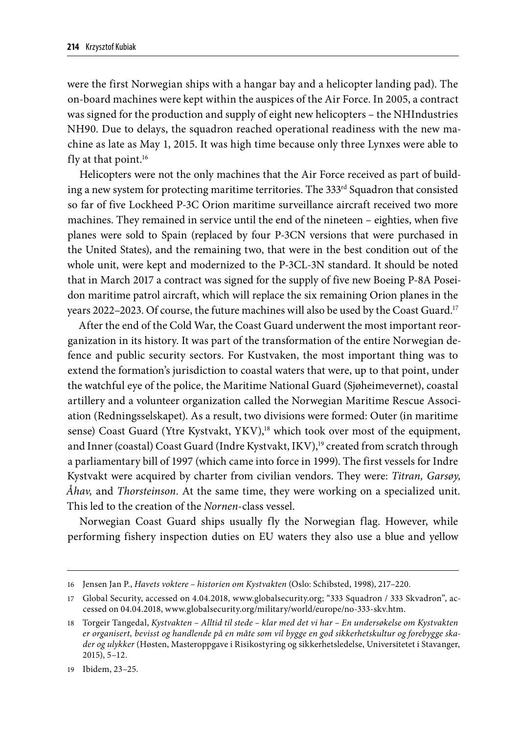were the first Norwegian ships with a hangar bay and a helicopter landing pad). The on-board machines were kept within the auspices of the Air Force. In 2005, a contract was signed for the production and supply of eight new helicopters – the NHIndustries NH90. Due to delays, the squadron reached operational readiness with the new machine as late as May 1, 2015. It was high time because only three Lynxes were able to fly at that point.[16]

Helicopters were not the only machines that the Air Force received as part of building a new system for protecting maritime territories. The 333rd Squadron that consisted so far of five Lockheed P-3C Orion maritime surveillance aircraft received two more machines. They remained in service until the end of the nineteen – eighties, when five planes were sold to Spain (replaced by four P-3CN versions that were purchased in the United States), and the remaining two, that were in the best condition out of the whole unit, were kept and modernized to the P-3CL-3N standard. It should be noted that in March 2017 a contract was signed for the supply of five new Boeing P-8A Poseidon maritime patrol aircraft, which will replace the six remaining Orion planes in the years 2022–2023. Of course, the future machines will also be used by the Coast Guard.[17]

After the end of the Cold War, the Coast Guard underwent the most important reorganization in its history. It was part of the transformation of the entire Norwegian defence and public security sectors. For Kustvaken, the most important thing was to extend the formation's jurisdiction to coastal waters that were, up to that point, under the watchful eye of the police, the Maritime National Guard (Sjøheimevernet), coastal artillery and a volunteer organization called the Norwegian Maritime Rescue Association (Redningsselskapet). As a result, two divisions were formed: Outer (in maritime sense) Coast Guard (Ytre Kystvakt, YKV),[18] which took over most of the equipment, and Inner (coastal) Coast Guard (Indre Kystvakt, IKV),[19] created from scratch through a parliamentary bill of 1997 (which came into force in 1999). The first vessels for Indre Kystvakt were acquired by charter from civilian vendors. They were: *Titran, Garsøy, Åhav,* and *Thorsteinson*. At the same time, they were working on a specialized unit. This led to the creation of the *Nornen*-class vessel.

Norwegian Coast Guard ships usually fly the Norwegian flag. However, while performing fishery inspection duties on EU waters they also use a blue and yellow

---

16 Jensen Jan P., *Havets voktere – historien om Kystvakten* (Oslo: Schibsted, 1998), 217–220.

17 Global Security, accessed on 4.04.2018, www.globalsecurity.org; "333 Squadron / 333 Skvadron", accessed on 04.04.2018, www.globalsecurity.org/military/world/europe/no-333-skv.htm.

18 Torgeir Tangedal, *Kystvakten – Alltid til stede – klar med det vi har – En undersøkelse om Kystvakten er organisert, bevisst og handlende på en måte som vil bygge en god sikkerhetskultur og forebygge skader og ulykker* (Høsten, Masteroppgave i Risikostyring og sikkerhetsledelse, Universitetet i Stavanger, 2015), 5–12.

19 Ibidem, 23–25.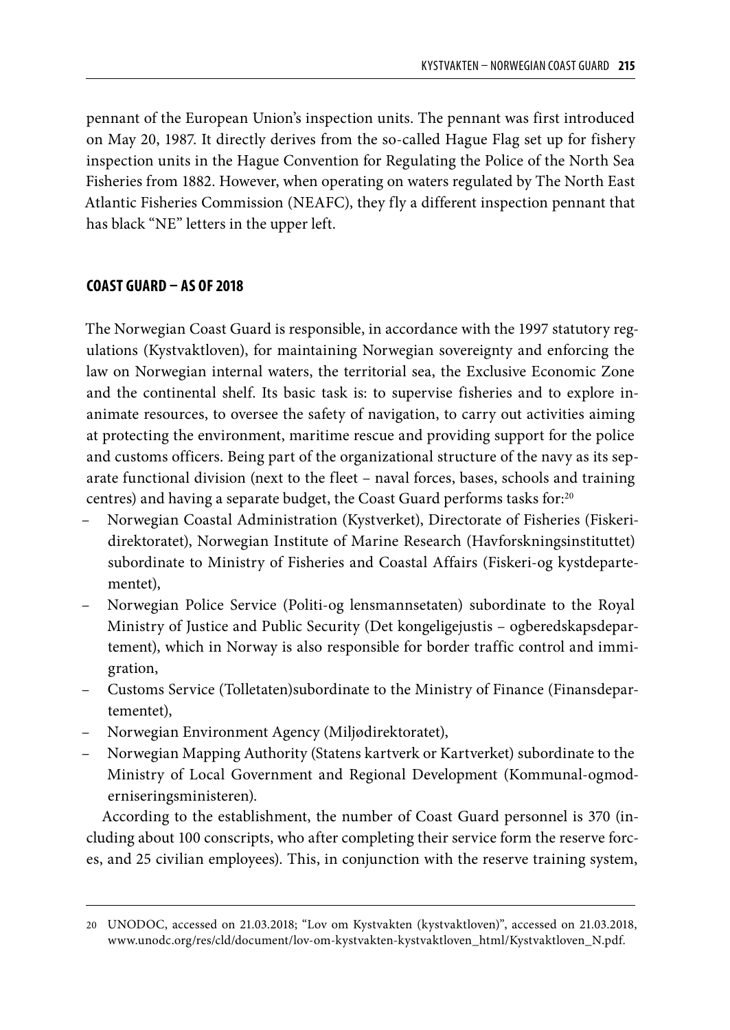pennant of the European Union's inspection units. The pennant was first introduced on May 20, 1987. It directly derives from the so-called Hague Flag set up for fishery inspection units in the Hague Convention for Regulating the Police of the North Sea Fisheries from 1882. However, when operating on waters regulated by The North East Atlantic Fisheries Commission (NEAFC), they fly a different inspection pennant that has black "NE" letters in the upper left.

## COAST GUARD – AS OF 2018

The Norwegian Coast Guard is responsible, in accordance with the 1997 statutory regulations (Kystvaktloven), for maintaining Norwegian sovereignty and enforcing the law on Norwegian internal waters, the territorial sea, the Exclusive Economic Zone and the continental shelf. Its basic task is: to supervise fisheries and to explore inanimate resources, to oversee the safety of navigation, to carry out activities aiming at protecting the environment, maritime rescue and providing support for the police and customs officers. Being part of the organizational structure of the navy as its separate functional division (next to the fleet – naval forces, bases, schools and training centres) and having a separate budget, the Coast Guard performs tasks for:[20]

- Norwegian Coastal Administration (Kystverket), Directorate of Fisheries (Fiskeridirektoratet), Norwegian Institute of Marine Research (Havforskningsinstituttet) subordinate to Ministry of Fisheries and Coastal Affairs (Fiskeri-og kystdepartementet),
- Norwegian Police Service (Politi-og lensmannsetaten) subordinate to the Royal Ministry of Justice and Public Security (Det kongeligejustis – ogberedskapsdepartement), which in Norway is also responsible for border traffic control and immigration,
- Customs Service (Tolletaten)subordinate to the Ministry of Finance (Finansdepartementet),
- Norwegian Environment Agency (Miljødirektoratet),
- Norwegian Mapping Authority (Statens kartverk or Kartverket) subordinate to the Ministry of Local Government and Regional Development (Kommunal-ogmoderniseringsministeren).

According to the establishment, the number of Coast Guard personnel is 370 (including about 100 conscripts, who after completing their service form the reserve forces, and 25 civilian employees). This, in conjunction with the reserve training system,

---

20 UNODOC, accessed on 21.03.2018; "Lov om Kystvakten (kystvaktloven)", accessed on 21.03.2018, www.unodc.org/res/cld/document/lov-om-kystvakten-kystvaktloven_html/Kystvaktloven_N.pdf.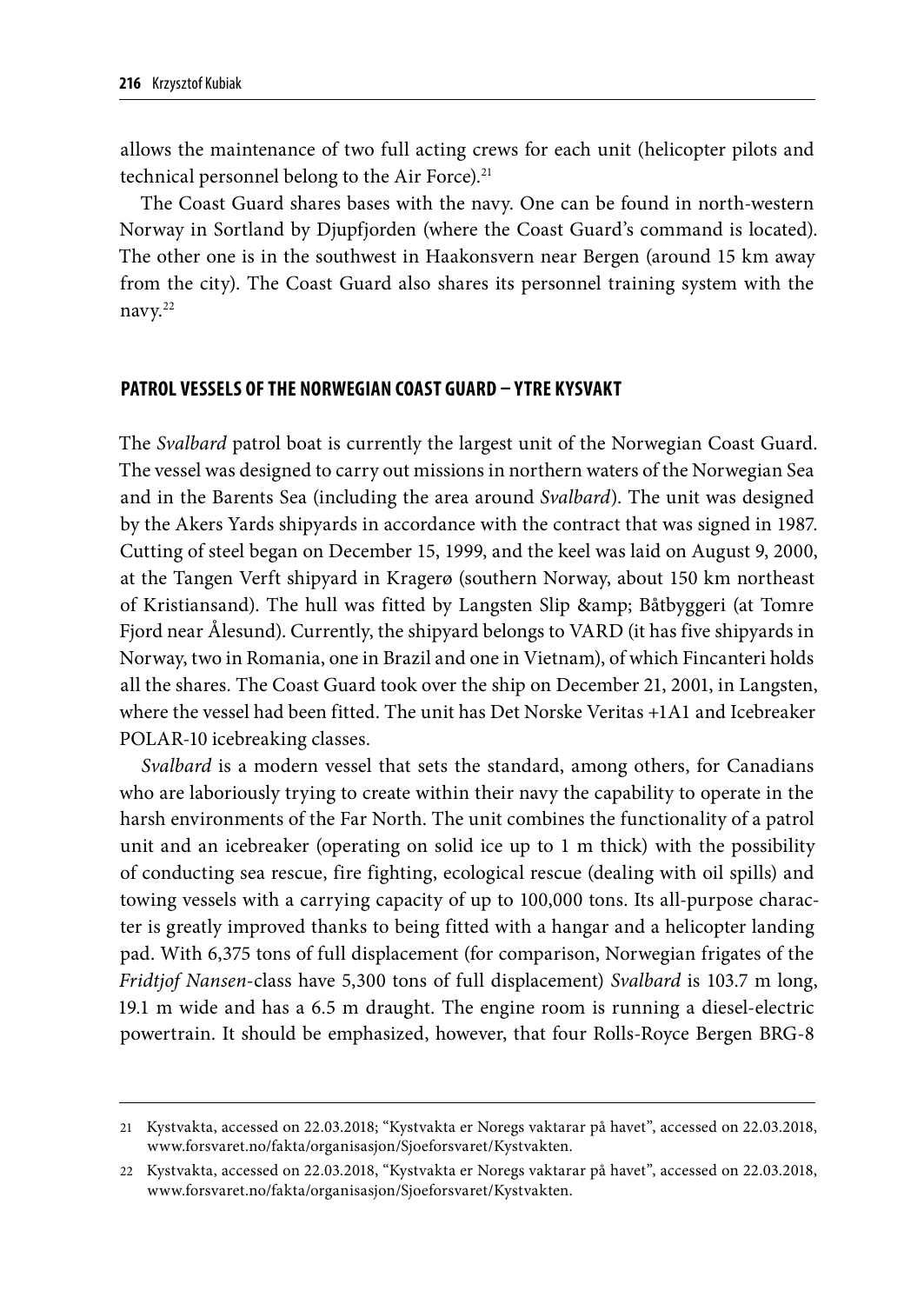allows the maintenance of two full acting crews for each unit (helicopter pilots and technical personnel belong to the Air Force).[21]

The Coast Guard shares bases with the navy. One can be found in north-western Norway in Sortland by Djupfjorden (where the Coast Guard's command is located). The other one is in the southwest in Haakonsvern near Bergen (around 15 km away from the city). The Coast Guard also shares its personnel training system with the navy.[22]

## PATROL VESSELS OF THE NORWEGIAN COAST GUARD – YTRE KYSVAKT

The *Svalbard* patrol boat is currently the largest unit of the Norwegian Coast Guard. The vessel was designed to carry out missions in northern waters of the Norwegian Sea and in the Barents Sea (including the area around *Svalbard*). The unit was designed by the Akers Yards shipyards in accordance with the contract that was signed in 1987. Cutting of steel began on December 15, 1999, and the keel was laid on August 9, 2000, at the Tangen Verft shipyard in Kragerø (southern Norway, about 150 km northeast of Kristiansand). The hull was fitted by Langsten Slip &amp; Båtbyggeri (at Tomre Fjord near Ålesund). Currently, the shipyard belongs to VARD (it has five shipyards in Norway, two in Romania, one in Brazil and one in Vietnam), of which Fincanteri holds all the shares. The Coast Guard took over the ship on December 21, 2001, in Langsten, where the vessel had been fitted. The unit has Det Norske Veritas +1A1 and Icebreaker POLAR-10 icebreaking classes.

*Svalbard* is a modern vessel that sets the standard, among others, for Canadians who are laboriously trying to create within their navy the capability to operate in the harsh environments of the Far North. The unit combines the functionality of a patrol unit and an icebreaker (operating on solid ice up to 1 m thick) with the possibility of conducting sea rescue, fire fighting, ecological rescue (dealing with oil spills) and towing vessels with a carrying capacity of up to 100,000 tons. Its all-purpose character is greatly improved thanks to being fitted with a hangar and a helicopter landing pad. With 6,375 tons of full displacement (for comparison, Norwegian frigates of the *Fridtjof Nansen*-class have 5,300 tons of full displacement) *Svalbard* is 103.7 m long, 19.1 m wide and has a 6.5 m draught. The engine room is running a diesel-electric powertrain. It should be emphasized, however, that four Rolls-Royce Bergen BRG-8

21 Kystvakta, accessed on 22.03.2018; "Kystvakta er Noregs vaktarar på havet", accessed on 22.03.2018, www.forsvaret.no/fakta/organisasjon/Sjoeforsvaret/Kystvakten.

22 Kystvakta, accessed on 22.03.2018, "Kystvakta er Noregs vaktarar på havet", accessed on 22.03.2018, www.forsvaret.no/fakta/organisasjon/Sjoeforsvaret/Kystvakten.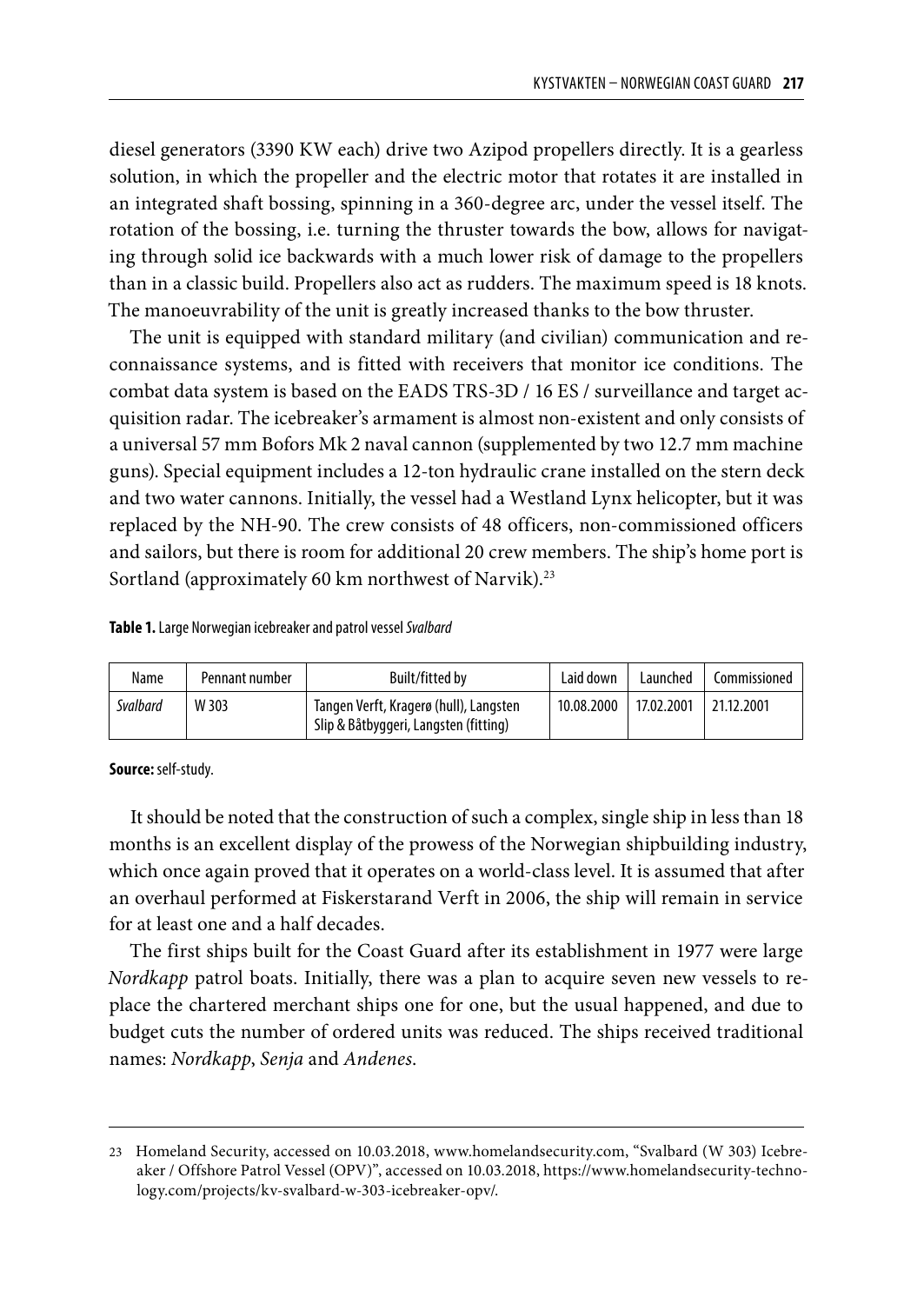diesel generators (3390 KW each) drive two Azipod propellers directly. It is a gearless solution, in which the propeller and the electric motor that rotates it are installed in an integrated shaft bossing, spinning in a 360-degree arc, under the vessel itself. The rotation of the bossing, i.e. turning the thruster towards the bow, allows for navigating through solid ice backwards with a much lower risk of damage to the propellers than in a classic build. Propellers also act as rudders. The maximum speed is 18 knots. The manoeuvrability of the unit is greatly increased thanks to the bow thruster.

The unit is equipped with standard military (and civilian) communication and reconnaissance systems, and is fitted with receivers that monitor ice conditions. The combat data system is based on the EADS TRS-3D / 16 ES / surveillance and target acquisition radar. The icebreaker's armament is almost non-existent and only consists of a universal 57 mm Bofors Mk 2 naval cannon (supplemented by two 12.7 mm machine guns). Special equipment includes a 12-ton hydraulic crane installed on the stern deck and two water cannons. Initially, the vessel had a Westland Lynx helicopter, but it was replaced by the NH-90. The crew consists of 48 officers, non-commissioned officers and sailors, but there is room for additional 20 crew members. The ship's home port is Sortland (approximately 60 km northwest of Narvik).[23]

**Table 1.** Large Norwegian icebreaker and patrol vessel *Svalbard*

| Name | Pennant number | Built/fitted by | Laid down | Launched | Commissioned |
|---|---|---|---|---|---|
| *Svalbard* | W 303 | Tangen Verft, Kragerø (hull), Langsten Slip & Båtbyggeri, Langsten (fitting) | 10.08.2000 | 17.02.2001 | 21.12.2001 |

**Source:** self-study.

It should be noted that the construction of such a complex, single ship in less than 18 months is an excellent display of the prowess of the Norwegian shipbuilding industry, which once again proved that it operates on a world-class level. It is assumed that after an overhaul performed at Fiskerstarand Verft in 2006, the ship will remain in service for at least one and a half decades.

The first ships built for the Coast Guard after its establishment in 1977 were large *Nordkapp* patrol boats. Initially, there was a plan to acquire seven new vessels to replace the chartered merchant ships one for one, but the usual happened, and due to budget cuts the number of ordered units was reduced. The ships received traditional names: *Nordkapp*, *Senja* and *Andenes*.

---

23 Homeland Security, accessed on 10.03.2018, www.homelandsecurity.com, "Svalbard (W 303) Icebreaker / Offshore Patrol Vessel (OPV)", accessed on 10.03.2018, https://www.homelandsecurity-technology.com/projects/kv-svalbard-w-303-icebreaker-opv/.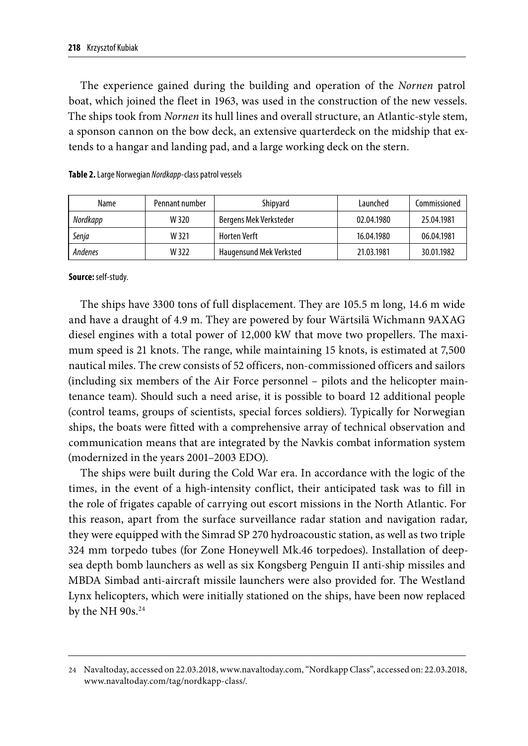The experience gained during the building and operation of the *Nornen* patrol boat, which joined the fleet in 1963, was used in the construction of the new vessels. The ships took from *Nornen* its hull lines and overall structure, an Atlantic-style stem, a sponson cannon on the bow deck, an extensive quarterdeck on the midship that extends to a hangar and landing pad, and a large working deck on the stern.

**Table 2.** Large Norwegian *Nordkapp*-class patrol vessels

| Name | Pennant number | Shipyard | Launched | Commissioned |
|---|---|---|---|---|
| *Nordkapp* | W 320 | Bergens Mek Verksteder | 02.04.1980 | 25.04.1981 |
| *Senja* | W 321 | Horten Verft | 16.04.1980 | 06.04.1981 |
| *Andenes* | W 322 | Haugensund Mek Verksted | 21.03.1981 | 30.01.1982 |

**Source:** self-study.

The ships have 3300 tons of full displacement. They are 105.5 m long, 14.6 m wide and have a draught of 4.9 m. They are powered by four Wärtsilä Wichmann 9AXAG diesel engines with a total power of 12,000 kW that move two propellers. The maximum speed is 21 knots. The range, while maintaining 15 knots, is estimated at 7,500 nautical miles. The crew consists of 52 officers, non-commissioned officers and sailors (including six members of the Air Force personnel – pilots and the helicopter maintenance team). Should such a need arise, it is possible to board 12 additional people (control teams, groups of scientists, special forces soldiers). Typically for Norwegian ships, the boats were fitted with a comprehensive array of technical observation and communication means that are integrated by the Navkis combat information system (modernized in the years 2001–2003 EDO).

The ships were built during the Cold War era. In accordance with the logic of the times, in the event of a high-intensity conflict, their anticipated task was to fill in the role of frigates capable of carrying out escort missions in the North Atlantic. For this reason, apart from the surface surveillance radar station and navigation radar, they were equipped with the Simrad SP 270 hydroacoustic station, as well as two triple 324 mm torpedo tubes (for Zone Honeywell Mk.46 torpedoes). Installation of deep-sea depth bomb launchers as well as six Kongsberg Penguin II anti-ship missiles and MBDA Simbad anti-aircraft missile launchers were also provided for. The Westland Lynx helicopters, which were initially stationed on the ships, have been now replaced by the NH 90s.[24]

---

24 Navaltoday, accessed on 22.03.2018, www.navaltoday.com, "Nordkapp Class", accessed on: 22.03.2018, www.navaltoday.com/tag/nordkapp-class/.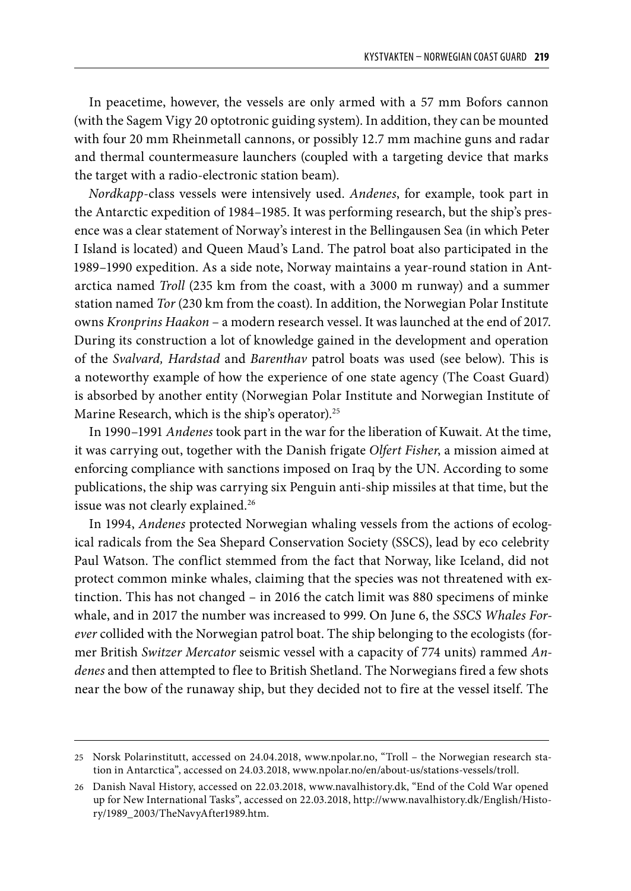In peacetime, however, the vessels are only armed with a 57 mm Bofors cannon (with the Sagem Vigy 20 optotronic guiding system). In addition, they can be mounted with four 20 mm Rheinmetall cannons, or possibly 12.7 mm machine guns and radar and thermal countermeasure launchers (coupled with a targeting device that marks the target with a radio-electronic station beam).

*Nordkapp*-class vessels were intensively used. *Andenes*, for example, took part in the Antarctic expedition of 1984–1985. It was performing research, but the ship's presence was a clear statement of Norway's interest in the Bellingausen Sea (in which Peter I Island is located) and Queen Maud's Land. The patrol boat also participated in the 1989–1990 expedition. As a side note, Norway maintains a year-round station in Antarctica named *Troll* (235 km from the coast, with a 3000 m runway) and a summer station named *Tor* (230 km from the coast). In addition, the Norwegian Polar Institute owns *Kronprins Haakon* – a modern research vessel. It was launched at the end of 2017. During its construction a lot of knowledge gained in the development and operation of the *Svalvard, Hardstad* and *Barenthav* patrol boats was used (see below). This is a noteworthy example of how the experience of one state agency (The Coast Guard) is absorbed by another entity (Norwegian Polar Institute and Norwegian Institute of Marine Research, which is the ship's operator).[25]

In 1990–1991 *Andenes* took part in the war for the liberation of Kuwait. At the time, it was carrying out, together with the Danish frigate *Olfert Fisher*, a mission aimed at enforcing compliance with sanctions imposed on Iraq by the UN. According to some publications, the ship was carrying six Penguin anti-ship missiles at that time, but the issue was not clearly explained.[26]

In 1994, *Andenes* protected Norwegian whaling vessels from the actions of ecological radicals from the Sea Shepard Conservation Society (SSCS), lead by eco celebrity Paul Watson. The conflict stemmed from the fact that Norway, like Iceland, did not protect common minke whales, claiming that the species was not threatened with extinction. This has not changed – in 2016 the catch limit was 880 specimens of minke whale, and in 2017 the number was increased to 999. On June 6, the *SSCS Whales Forever* collided with the Norwegian patrol boat. The ship belonging to the ecologists (former British *Switzer Mercator* seismic vessel with a capacity of 774 units) rammed *Andenes* and then attempted to flee to British Shetland. The Norwegians fired a few shots near the bow of the runaway ship, but they decided not to fire at the vessel itself. The

---

25 Norsk Polarinstitutt, accessed on 24.04.2018, www.npolar.no, "Troll – the Norwegian research station in Antarctica", accessed on 24.03.2018, www.npolar.no/en/about-us/stations-vessels/troll.

26 Danish Naval History, accessed on 22.03.2018, www.navalhistory.dk, "End of the Cold War opened up for New International Tasks", accessed on 22.03.2018, http://www.navalhistory.dk/English/History/1989_2003/TheNavyAfter1989.htm.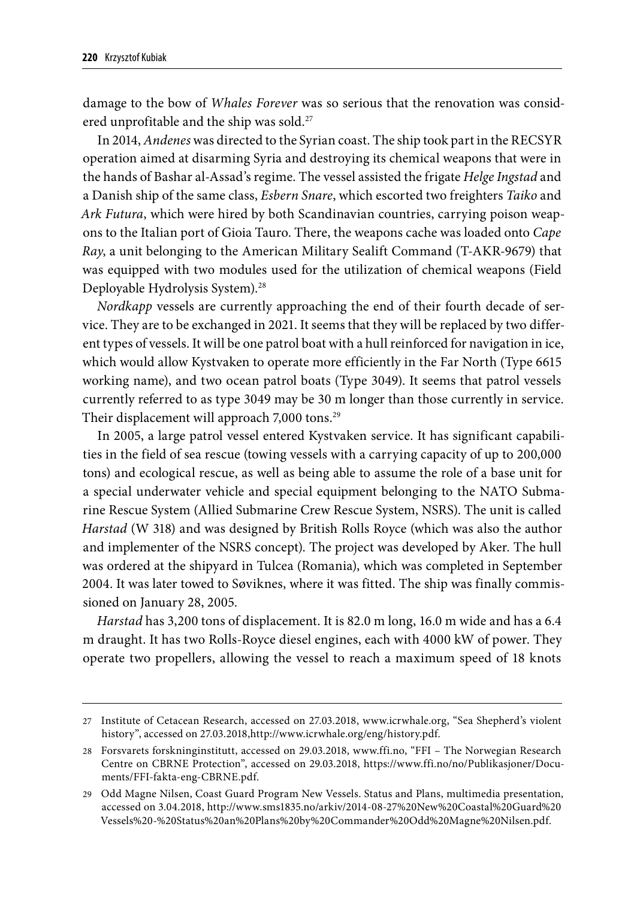damage to the bow of *Whales Forever* was so serious that the renovation was considered unprofitable and the ship was sold.[27]

In 2014, *Andenes* was directed to the Syrian coast. The ship took part in the RECSYR operation aimed at disarming Syria and destroying its chemical weapons that were in the hands of Bashar al-Assad's regime. The vessel assisted the frigate *Helge Ingstad* and a Danish ship of the same class, *Esbern Snare*, which escorted two freighters *Taiko* and *Ark Futura*, which were hired by both Scandinavian countries, carrying poison weapons to the Italian port of Gioia Tauro. There, the weapons cache was loaded onto *Cape Ray*, a unit belonging to the American Military Sealift Command (T-AKR-9679) that was equipped with two modules used for the utilization of chemical weapons (Field Deployable Hydrolysis System).[28]

*Nordkapp* vessels are currently approaching the end of their fourth decade of service. They are to be exchanged in 2021. It seems that they will be replaced by two different types of vessels. It will be one patrol boat with a hull reinforced for navigation in ice, which would allow Kystvaken to operate more efficiently in the Far North (Type 6615 working name), and two ocean patrol boats (Type 3049). It seems that patrol vessels currently referred to as type 3049 may be 30 m longer than those currently in service. Their displacement will approach 7,000 tons.[29]

In 2005, a large patrol vessel entered Kystvaken service. It has significant capabilities in the field of sea rescue (towing vessels with a carrying capacity of up to 200,000 tons) and ecological rescue, as well as being able to assume the role of a base unit for a special underwater vehicle and special equipment belonging to the NATO Submarine Rescue System (Allied Submarine Crew Rescue System, NSRS). The unit is called *Harstad* (W 318) and was designed by British Rolls Royce (which was also the author and implementer of the NSRS concept). The project was developed by Aker. The hull was ordered at the shipyard in Tulcea (Romania), which was completed in September 2004. It was later towed to Søviknes, where it was fitted. The ship was finally commissioned on January 28, 2005.

*Harstad* has 3,200 tons of displacement. It is 82.0 m long, 16.0 m wide and has a 6.4 m draught. It has two Rolls-Royce diesel engines, each with 4000 kW of power. They operate two propellers, allowing the vessel to reach a maximum speed of 18 knots

---

27 Institute of Cetacean Research, accessed on 27.03.2018, www.icrwhale.org, "Sea Shepherd's violent history", accessed on 27.03.2018,http://www.icrwhale.org/eng/history.pdf.

28 Forsvarets forskninginstitutt, accessed on 29.03.2018, www.ffi.no, "FFI – The Norwegian Research Centre on CBRNE Protection", accessed on 29.03.2018, https://www.ffi.no/no/Publikasjoner/Documents/FFI-fakta-eng-CBRNE.pdf.

29 Odd Magne Nilsen, Coast Guard Program New Vessels. Status and Plans, multimedia presentation, accessed on 3.04.2018, http://www.sms1835.no/arkiv/2014-08-27%20New%20Coastal%20Guard%20Vessels%20-%20Status%20an%20Plans%20by%20Commander%20Odd%20Magne%20Nilsen.pdf.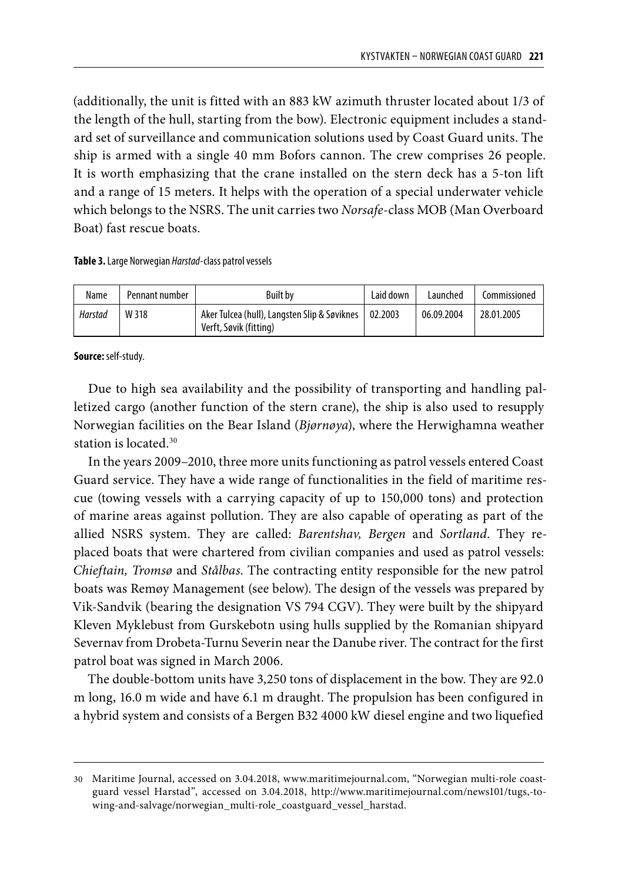(additionally, the unit is fitted with an 883 kW azimuth thruster located about 1/3 of the length of the hull, starting from the bow). Electronic equipment includes a standard set of surveillance and communication solutions used by Coast Guard units. The ship is armed with a single 40 mm Bofors cannon. The crew comprises 26 people. It is worth emphasizing that the crane installed on the stern deck has a 5-ton lift and a range of 15 meters. It helps with the operation of a special underwater vehicle which belongs to the NSRS. The unit carries two *Norsafe*-class MOB (Man Overboard Boat) fast rescue boats.

**Table 3.** Large Norwegian *Harstad*-class patrol vessels

| Name | Pennant number | Built by | Laid down | Launched | Commissioned |
|---|---|---|---|---|---|
| *Harstad* | W 318 | Aker Tulcea (hull), Langsten Slip & Søviknes Verft, Søvik (fitting) | 02.2003 | 06.09.2004 | 28.01.2005 |

**Source:** self-study.

Due to high sea availability and the possibility of transporting and handling palletized cargo (another function of the stern crane), the ship is also used to resupply Norwegian facilities on the Bear Island (*Bjørnøya*), where the Herwighamna weather station is located.[30]

In the years 2009–2010, three more units functioning as patrol vessels entered Coast Guard service. They have a wide range of functionalities in the field of maritime rescue (towing vessels with a carrying capacity of up to 150,000 tons) and protection of marine areas against pollution. They are also capable of operating as part of the allied NSRS system. They are called: *Barentshav, Bergen* and *Sortland*. They replaced boats that were chartered from civilian companies and used as patrol vessels: *Chieftain, Tromsø* and *Stålbas*. The contracting entity responsible for the new patrol boats was Remøy Management (see below). The design of the vessels was prepared by Vik-Sandvik (bearing the designation VS 794 CGV). They were built by the shipyard Kleven Myklebust from Gurskebotn using hulls supplied by the Romanian shipyard Severnav from Drobeta-Turnu Severin near the Danube river. The contract for the first patrol boat was signed in March 2006.

The double-bottom units have 3,250 tons of displacement in the bow. They are 92.0 m long, 16.0 m wide and have 6.1 m draught. The propulsion has been configured in a hybrid system and consists of a Bergen B32 4000 kW diesel engine and two liquefied

---

30 Maritime Journal, accessed on 3.04.2018, www.maritimejournal.com, "Norwegian multi-role coastguard vessel Harstad", accessed on 3.04.2018, http://www.maritimejournal.com/news101/tugs,-towing-and-salvage/norwegian_multi-role_coastguard_vessel_harstad.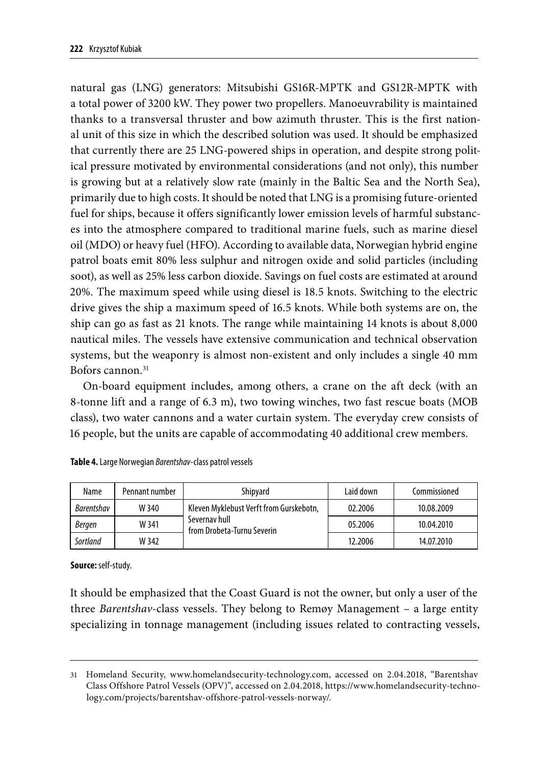natural gas (LNG) generators: Mitsubishi GS16R-MPTK and GS12R-MPTK with a total power of 3200 kW. They power two propellers. Manoeuvrability is maintained thanks to a transversal thruster and bow azimuth thruster. This is the first national unit of this size in which the described solution was used. It should be emphasized that currently there are 25 LNG-powered ships in operation, and despite strong political pressure motivated by environmental considerations (and not only), this number is growing but at a relatively slow rate (mainly in the Baltic Sea and the North Sea), primarily due to high costs. It should be noted that LNG is a promising future-oriented fuel for ships, because it offers significantly lower emission levels of harmful substances into the atmosphere compared to traditional marine fuels, such as marine diesel oil (MDO) or heavy fuel (HFO). According to available data, Norwegian hybrid engine patrol boats emit 80% less sulphur and nitrogen oxide and solid particles (including soot), as well as 25% less carbon dioxide. Savings on fuel costs are estimated at around 20%. The maximum speed while using diesel is 18.5 knots. Switching to the electric drive gives the ship a maximum speed of 16.5 knots. While both systems are on, the ship can go as fast as 21 knots. The range while maintaining 14 knots is about 8,000 nautical miles. The vessels have extensive communication and technical observation systems, but the weaponry is almost non-existent and only includes a single 40 mm Bofors cannon.[31]

On-board equipment includes, among others, a crane on the aft deck (with an 8-tonne lift and a range of 6.3 m), two towing winches, two fast rescue boats (MOB class), two water cannons and a water curtain system. The everyday crew consists of 16 people, but the units are capable of accommodating 40 additional crew members.

**Table 4.** Large Norwegian *Barentshav*-class patrol vessels

| Name | Pennant number | Shipyard | Laid down | Commissioned |
|---|---|---|---|---|
| *Barentshav* | W 340 | Kleven Myklebust Verft from Gurskebotn, Severnav hull from Drobeta-Turnu Severin | 02.2006 | 10.08.2009 |
| *Bergen* | W 341 | | 05.2006 | 10.04.2010 |
| *Sortland* | W 342 | | 12.2006 | 14.07.2010 |

**Source:** self-study.

It should be emphasized that the Coast Guard is not the owner, but only a user of the three *Barentshav*-class vessels. They belong to Remøy Management – a large entity specializing in tonnage management (including issues related to contracting vessels,

31 Homeland Security, www.homelandsecurity-technology.com, accessed on 2.04.2018, "Barentshav Class Offshore Patrol Vessels (OPV)", accessed on 2.04.2018, https://www.homelandsecurity-technology.com/projects/barentshav-offshore-patrol-vessels-norway/.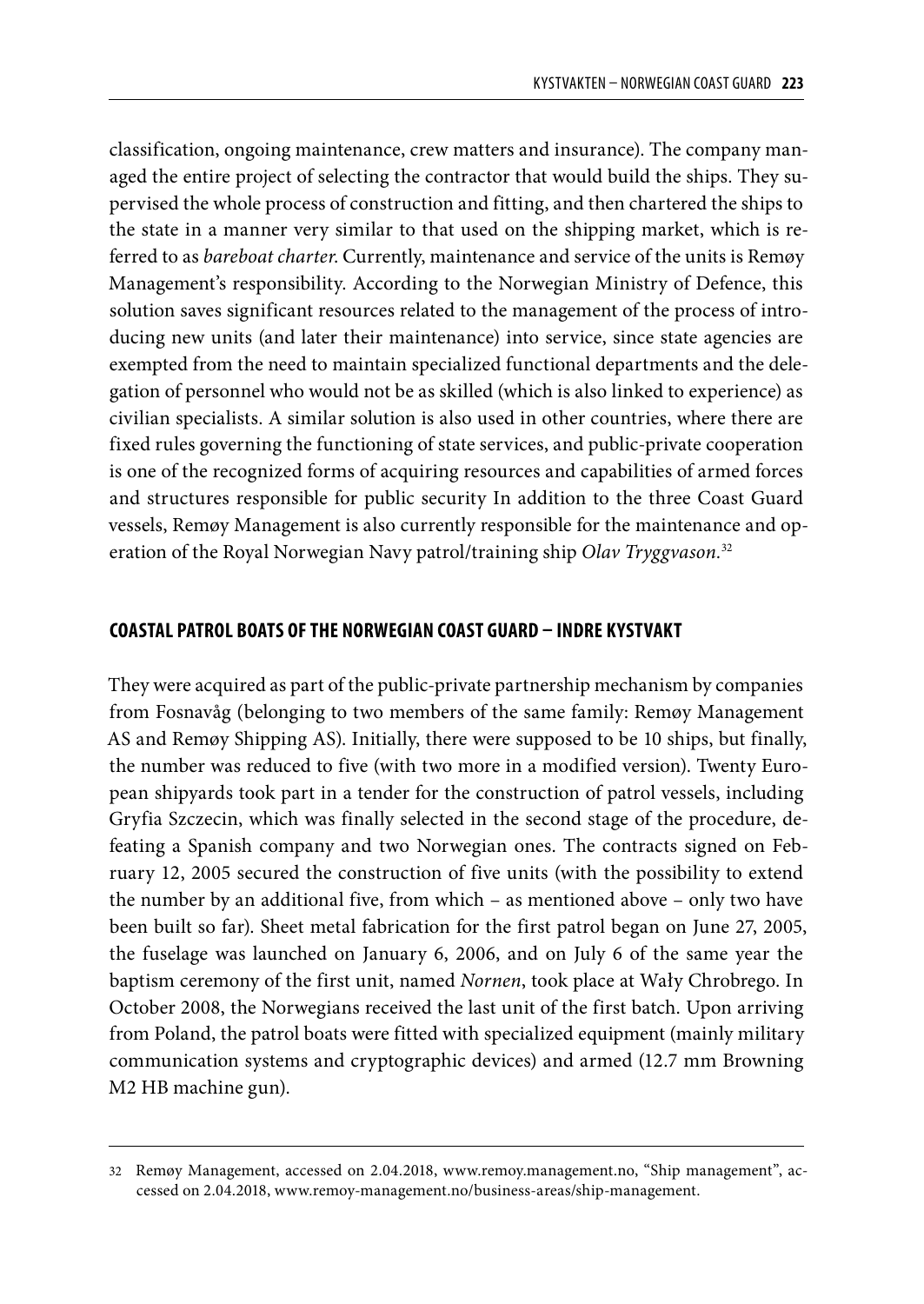classification, ongoing maintenance, crew matters and insurance). The company managed the entire project of selecting the contractor that would build the ships. They supervised the whole process of construction and fitting, and then chartered the ships to the state in a manner very similar to that used on the shipping market, which is referred to as *bareboat charter*. Currently, maintenance and service of the units is Remøy Management's responsibility. According to the Norwegian Ministry of Defence, this solution saves significant resources related to the management of the process of introducing new units (and later their maintenance) into service, since state agencies are exempted from the need to maintain specialized functional departments and the delegation of personnel who would not be as skilled (which is also linked to experience) as civilian specialists. A similar solution is also used in other countries, where there are fixed rules governing the functioning of state services, and public-private cooperation is one of the recognized forms of acquiring resources and capabilities of armed forces and structures responsible for public security In addition to the three Coast Guard vessels, Remøy Management is also currently responsible for the maintenance and operation of the Royal Norwegian Navy patrol/training ship *Olav Tryggvason*.[32]

## COASTAL PATROL BOATS OF THE NORWEGIAN COAST GUARD – INDRE KYSTVAKT

They were acquired as part of the public-private partnership mechanism by companies from Fosnavåg (belonging to two members of the same family: Remøy Management AS and Remøy Shipping AS). Initially, there were supposed to be 10 ships, but finally, the number was reduced to five (with two more in a modified version). Twenty European shipyards took part in a tender for the construction of patrol vessels, including Gryfia Szczecin, which was finally selected in the second stage of the procedure, defeating a Spanish company and two Norwegian ones. The contracts signed on February 12, 2005 secured the construction of five units (with the possibility to extend the number by an additional five, from which – as mentioned above – only two have been built so far). Sheet metal fabrication for the first patrol began on June 27, 2005, the fuselage was launched on January 6, 2006, and on July 6 of the same year the baptism ceremony of the first unit, named *Nornen*, took place at Wały Chrobrego. In October 2008, the Norwegians received the last unit of the first batch. Upon arriving from Poland, the patrol boats were fitted with specialized equipment (mainly military communication systems and cryptographic devices) and armed (12.7 mm Browning M2 HB machine gun).

---

32 Remøy Management, accessed on 2.04.2018, www.remoy.management.no, "Ship management", accessed on 2.04.2018, www.remoy-management.no/business-areas/ship-management.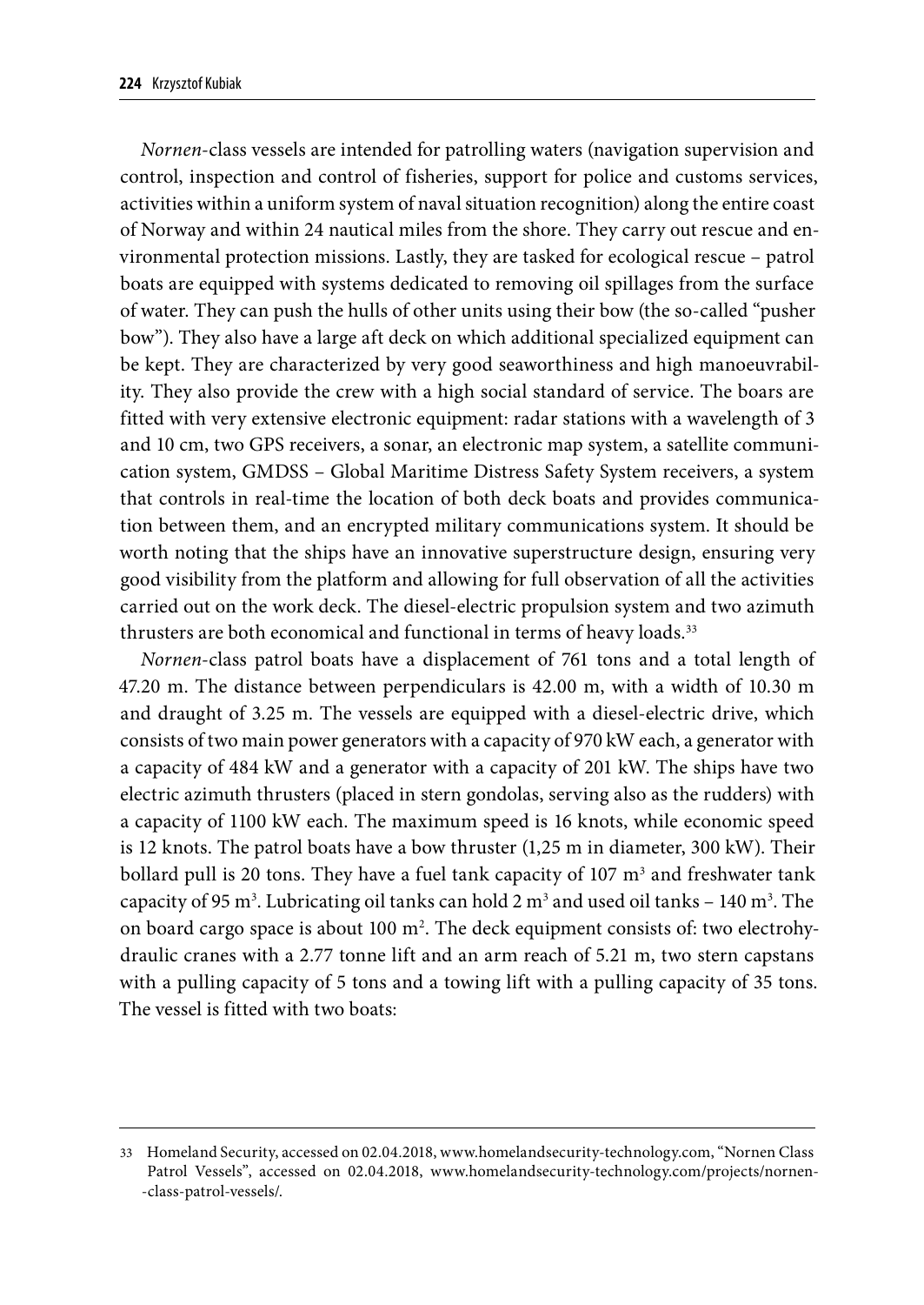*Nornen*-class vessels are intended for patrolling waters (navigation supervision and control, inspection and control of fisheries, support for police and customs services, activities within a uniform system of naval situation recognition) along the entire coast of Norway and within 24 nautical miles from the shore. They carry out rescue and environmental protection missions. Lastly, they are tasked for ecological rescue – patrol boats are equipped with systems dedicated to removing oil spillages from the surface of water. They can push the hulls of other units using their bow (the so-called "pusher bow"). They also have a large aft deck on which additional specialized equipment can be kept. They are characterized by very good seaworthiness and high manoeuvrability. They also provide the crew with a high social standard of service. The boars are fitted with very extensive electronic equipment: radar stations with a wavelength of 3 and 10 cm, two GPS receivers, a sonar, an electronic map system, a satellite communication system, GMDSS – Global Maritime Distress Safety System receivers, a system that controls in real-time the location of both deck boats and provides communication between them, and an encrypted military communications system. It should be worth noting that the ships have an innovative superstructure design, ensuring very good visibility from the platform and allowing for full observation of all the activities carried out on the work deck. The diesel-electric propulsion system and two azimuth thrusters are both economical and functional in terms of heavy loads.[33]

*Nornen*-class patrol boats have a displacement of 761 tons and a total length of 47.20 m. The distance between perpendiculars is 42.00 m, with a width of 10.30 m and draught of 3.25 m. The vessels are equipped with a diesel-electric drive, which consists of two main power generators with a capacity of 970 kW each, a generator with a capacity of 484 kW and a generator with a capacity of 201 kW. The ships have two electric azimuth thrusters (placed in stern gondolas, serving also as the rudders) with a capacity of 1100 kW each. The maximum speed is 16 knots, while economic speed is 12 knots. The patrol boats have a bow thruster (1,25 m in diameter, 300 kW). Their bollard pull is 20 tons. They have a fuel tank capacity of 107 m$^3$ and freshwater tank capacity of 95 m$^3$. Lubricating oil tanks can hold 2 m$^3$ and used oil tanks – 140 m$^3$. The on board cargo space is about 100 m$^2$. The deck equipment consists of: two electrohydraulic cranes with a 2.77 tonne lift and an arm reach of 5.21 m, two stern capstans with a pulling capacity of 5 tons and a towing lift with a pulling capacity of 35 tons. The vessel is fitted with two boats:

---

33 Homeland Security, accessed on 02.04.2018, www.homelandsecurity-technology.com, "Nornen Class Patrol Vessels", accessed on 02.04.2018, www.homelandsecurity-technology.com/projects/nornen--class-patrol-vessels/.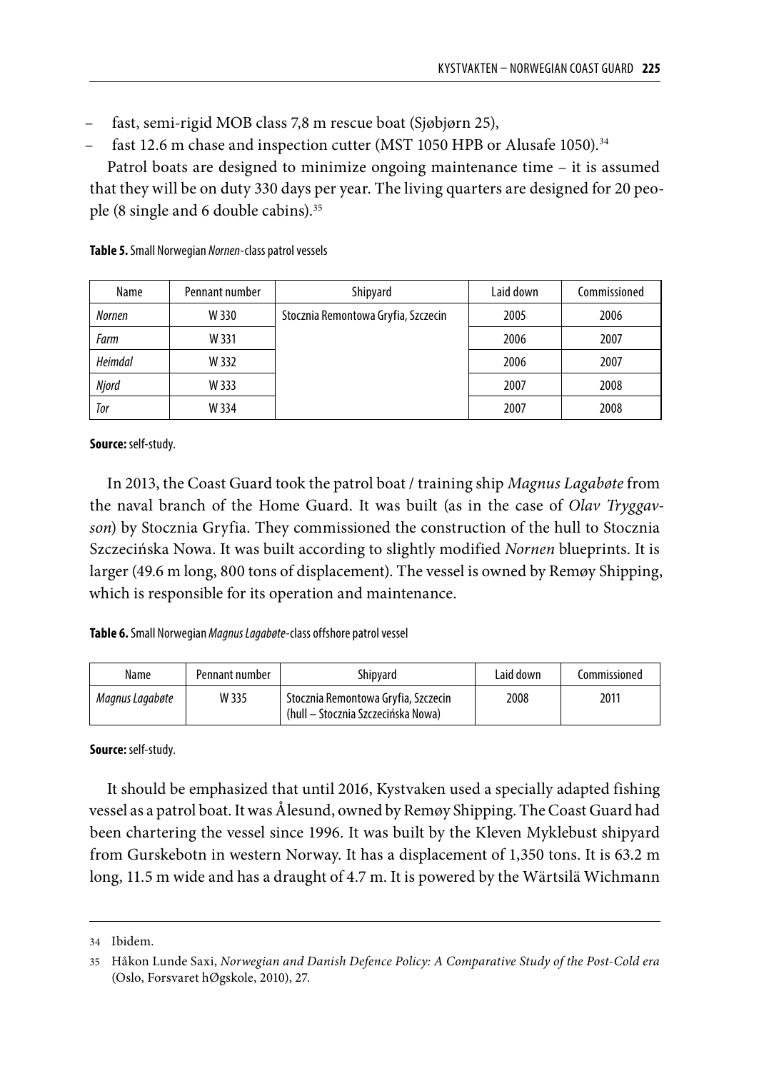– fast, semi-rigid MOB class 7,8 m rescue boat (Sjøbjørn 25),
– fast 12.6 m chase and inspection cutter (MST 1050 HPB or Alusafe 1050).[34]

Patrol boats are designed to minimize ongoing maintenance time – it is assumed that they will be on duty 330 days per year. The living quarters are designed for 20 people (8 single and 6 double cabins).[35]

**Table 5.** Small Norwegian *Nornen*-class patrol vessels

| Name | Pennant number | Shipyard | Laid down | Commissioned |
|---|---|---|---|---|
| *Nornen* | W 330 | Stocznia Remontowa Gryfia, Szczecin | 2005 | 2006 |
| *Farm* | W 331 | | 2006 | 2007 |
| *Heimdal* | W 332 | | 2006 | 2007 |
| *Njord* | W 333 | | 2007 | 2008 |
| *Tor* | W 334 | | 2007 | 2008 |

**Source:** self-study.

In 2013, the Coast Guard took the patrol boat / training ship *Magnus Lagabøte* from the naval branch of the Home Guard. It was built (as in the case of *Olav Tryggavson*) by Stocznia Gryfia. They commissioned the construction of the hull to Stocznia Szczecińska Nowa. It was built according to slightly modified *Nornen* blueprints. It is larger (49.6 m long, 800 tons of displacement). The vessel is owned by Remøy Shipping, which is responsible for its operation and maintenance.

**Table 6.** Small Norwegian *Magnus Lagabøte*-class offshore patrol vessel

| Name | Pennant number | Shipyard | Laid down | Commissioned |
|---|---|---|---|---|
| *Magnus Lagabøte* | W 335 | Stocznia Remontowa Gryfia, Szczecin (hull – Stocznia Szczecińska Nowa) | 2008 | 2011 |

**Source:** self-study.

It should be emphasized that until 2016, Kystvaken used a specially adapted fishing vessel as a patrol boat. It was Ålesund, owned by Remøy Shipping. The Coast Guard had been chartering the vessel since 1996. It was built by the Kleven Myklebust shipyard from Gurskebotn in western Norway. It has a displacement of 1,350 tons. It is 63.2 m long, 11.5 m wide and has a draught of 4.7 m. It is powered by the Wärtsilä Wichmann

---

34 Ibidem.

35 Håkon Lunde Saxi, *Norwegian and Danish Defence Policy: A Comparative Study of the Post-Cold era* (Oslo, Forsvaret hØgskole, 2010), 27.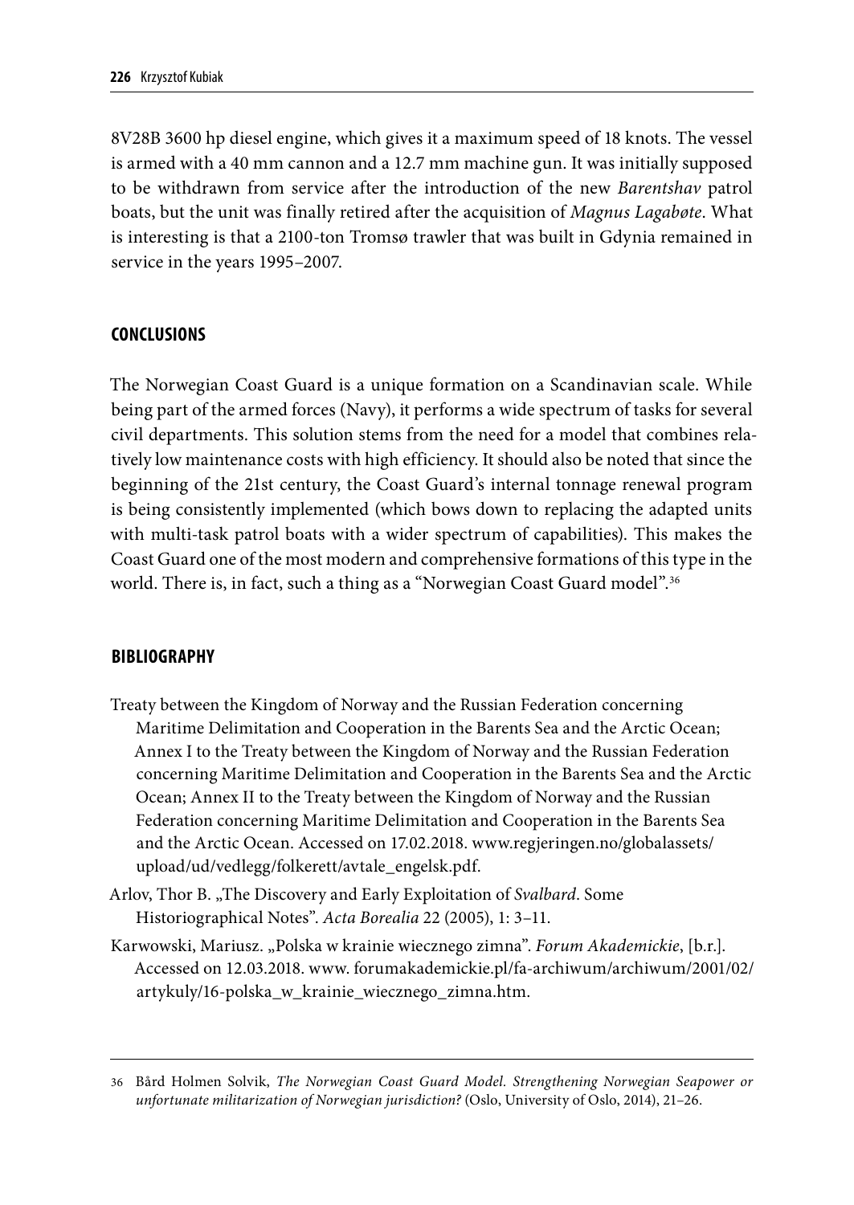8V28B 3600 hp diesel engine, which gives it a maximum speed of 18 knots. The vessel is armed with a 40 mm cannon and a 12.7 mm machine gun. It was initially supposed to be withdrawn from service after the introduction of the new *Barentshav* patrol boats, but the unit was finally retired after the acquisition of *Magnus Lagabøte*. What is interesting is that a 2100-ton Tromsø trawler that was built in Gdynia remained in service in the years 1995–2007.

## CONCLUSIONS

The Norwegian Coast Guard is a unique formation on a Scandinavian scale. While being part of the armed forces (Navy), it performs a wide spectrum of tasks for several civil departments. This solution stems from the need for a model that combines relatively low maintenance costs with high efficiency. It should also be noted that since the beginning of the 21st century, the Coast Guard's internal tonnage renewal program is being consistently implemented (which bows down to replacing the adapted units with multi-task patrol boats with a wider spectrum of capabilities). This makes the Coast Guard one of the most modern and comprehensive formations of this type in the world. There is, in fact, such a thing as a "Norwegian Coast Guard model".[36]

## BIBLIOGRAPHY

Treaty between the Kingdom of Norway and the Russian Federation concerning Maritime Delimitation and Cooperation in the Barents Sea and the Arctic Ocean; Annex I to the Treaty between the Kingdom of Norway and the Russian Federation concerning Maritime Delimitation and Cooperation in the Barents Sea and the Arctic Ocean; Annex II to the Treaty between the Kingdom of Norway and the Russian Federation concerning Maritime Delimitation and Cooperation in the Barents Sea and the Arctic Ocean. Accessed on 17.02.2018. www.regjeringen.no/globalassets/upload/ud/vedlegg/folkerett/avtale_engelsk.pdf.

Arlov, Thor B. „The Discovery and Early Exploitation of *Svalbard*. Some Historiographical Notes". *Acta Borealia* 22 (2005), 1: 3–11.

Karwowski, Mariusz. „Polska w krainie wiecznego zimna". *Forum Akademickie*, [b.r.]. Accessed on 12.03.2018. www. forumakademickie.pl/fa-archiwum/archiwum/2001/02/artykuly/16-polska_w_krainie_wiecznego_zimna.htm.

---

36 Bård Holmen Solvik, *The Norwegian Coast Guard Model. Strengthening Norwegian Seapower or unfortunate militarization of Norwegian jurisdiction?* (Oslo, University of Oslo, 2014), 21–26.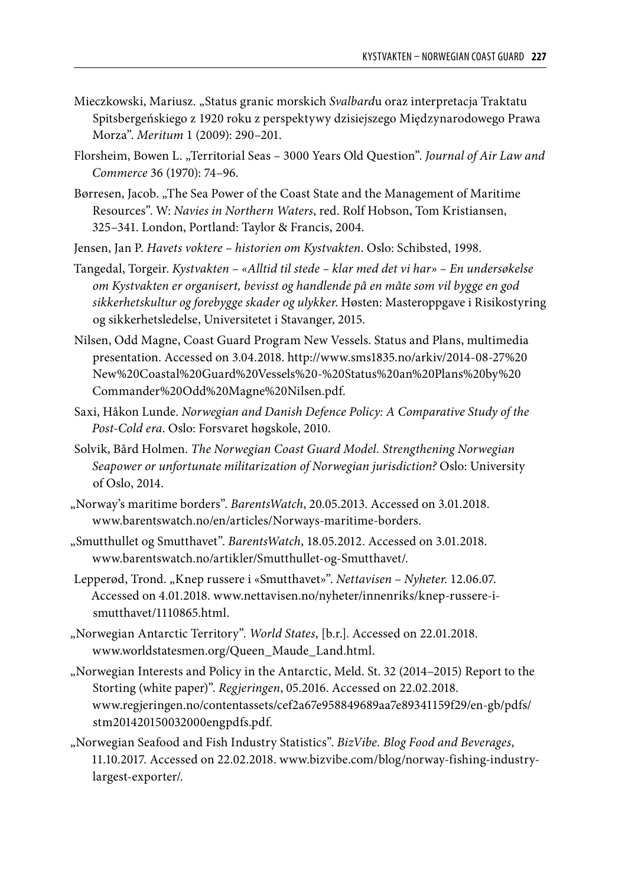Mieczkowski, Mariusz. „Status granic morskich *Svalbard*u oraz interpretacja Traktatu Spitsbergeńskiego z 1920 roku z perspektywy dzisiejszego Międzynarodowego Prawa Morza". *Meritum* 1 (2009): 290–201.

Florsheim, Bowen L. „Territorial Seas – 3000 Years Old Question". *Journal of Air Law and Commerce* 36 (1970): 74–96.

Børresen, Jacob. „The Sea Power of the Coast State and the Management of Maritime Resources". W: *Navies in Northern Waters*, red. Rolf Hobson, Tom Kristiansen, 325–341. London, Portland: Taylor & Francis, 2004.

Jensen, Jan P. *Havets voktere – historien om Kystvakten*. Oslo: Schibsted, 1998.

Tangedal, Torgeir. *Kystvakten – «Alltid til stede – klar med det vi har» – En undersøkelse om Kystvakten er organisert, bevisst og handlende på en måte som vil bygge en god sikkerhetskultur og forebygge skader og ulykker*. Høsten: Masteroppgave i Risikostyring og sikkerhetsledelse, Universitetet i Stavanger, 2015.

Nilsen, Odd Magne, Coast Guard Program New Vessels. Status and Plans, multimedia presentation. Accessed on 3.04.2018. http://www.sms1835.no/arkiv/2014-08-27%20New%20Coastal%20Guard%20Vessels%20-%20Status%20an%20Plans%20by%20Commander%20Odd%20Magne%20Nilsen.pdf.

Saxi, Håkon Lunde. *Norwegian and Danish Defence Policy: A Comparative Study of the Post-Cold era*. Oslo: Forsvaret høgskole, 2010.

Solvik, Bård Holmen. *The Norwegian Coast Guard Model. Strengthening Norwegian Seapower or unfortunate militarization of Norwegian jurisdiction?* Oslo: University of Oslo, 2014.

„Norway's maritime borders". *BarentsWatch*, 20.05.2013. Accessed on 3.01.2018. www.barentswatch.no/en/articles/Norways-maritime-borders.

„Smutthullet og Smutthavet". *BarentsWatch*, 18.05.2012. Accessed on 3.01.2018. www.barentswatch.no/artikler/Smutthullet-og-Smutthavet/.

Lepperød, Trond. „Knep russere i «Smutthavet»". *Nettavisen – Nyheter*. 12.06.07. Accessed on 4.01.2018. www.nettavisen.no/nyheter/innenriks/knep-russere-i-smutthavet/1110865.html.

„Norwegian Antarctic Territory". *World States*, [b.r.]. Accessed on 22.01.2018. www.worldstatesmen.org/Queen_Maude_Land.html.

„Norwegian Interests and Policy in the Antarctic, Meld. St. 32 (2014–2015) Report to the Storting (white paper)". *Regjeringen*, 05.2016. Accessed on 22.02.2018. www.regjeringen.no/contentassets/cef2a67e958849689aa7e89341159f29/en-gb/pdfs/stm201420150032000engpdfs.pdf.

„Norwegian Seafood and Fish Industry Statistics". *BizVibe. Blog Food and Beverages*, 11.10.2017. Accessed on 22.02.2018. www.bizvibe.com/blog/norway-fishing-industry-largest-exporter/.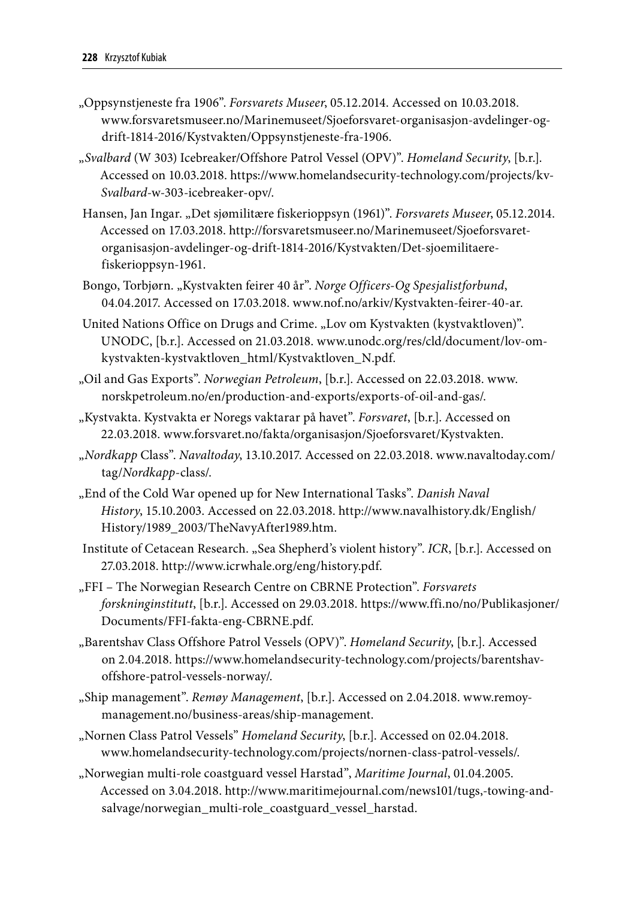„Oppsynstjeneste fra 1906". *Forsvarets Museer*, 05.12.2014. Accessed on 10.03.2018. www.forsvaretsmuseer.no/Marinemuseet/Sjoeforsvaret-organisasjon-avdelinger-og-drift-1814-2016/Kystvakten/Oppsynstjeneste-fra-1906.

„*Svalbard* (W 303) Icebreaker/Offshore Patrol Vessel (OPV)". *Homeland Security*, [b.r.]. Accessed on 10.03.2018. https://www.homelandsecurity-technology.com/projects/kv-*Svalbard*-w-303-icebreaker-opv/.

Hansen, Jan Ingar. „Det sjømilitære fiskerioppsyn (1961)". *Forsvarets Museer*, 05.12.2014. Accessed on 17.03.2018. http://forsvaretsmuseer.no/Marinemuseet/Sjoeforsvaret-organisasjon-avdelinger-og-drift-1814-2016/Kystvakten/Det-sjoemilitaere-fiskerioppsyn-1961.

Bongo, Torbjørn. „Kystvakten feirer 40 år". *Norge Officers-Og Spesjalistforbund*, 04.04.2017. Accessed on 17.03.2018. www.nof.no/arkiv/Kystvakten-feirer-40-ar.

United Nations Office on Drugs and Crime. „Lov om Kystvakten (kystvaktloven)". UNODC, [b.r.]. Accessed on 21.03.2018. www.unodc.org/res/cld/document/lov-om-kystvakten-kystvaktloven_html/Kystvaktloven_N.pdf.

„Oil and Gas Exports". *Norwegian Petroleum*, [b.r.]. Accessed on 22.03.2018. www.norskpetroleum.no/en/production-and-exports/exports-of-oil-and-gas/.

„Kystvakta. Kystvakta er Noregs vaktarar på havet". *Forsvaret*, [b.r.]. Accessed on 22.03.2018. www.forsvaret.no/fakta/organisasjon/Sjoeforsvaret/Kystvakten.

„*Nordkapp* Class". *Navaltoday*, 13.10.2017. Accessed on 22.03.2018. www.navaltoday.com/tag/*Nordkapp*-class/.

„End of the Cold War opened up for New International Tasks". *Danish Naval History*, 15.10.2003. Accessed on 22.03.2018. http://www.navalhistory.dk/English/History/1989_2003/TheNavyAfter1989.htm.

Institute of Cetacean Research. „Sea Shepherd's violent history". *ICR*, [b.r.]. Accessed on 27.03.2018. http://www.icrwhale.org/eng/history.pdf.

„FFI – The Norwegian Research Centre on CBRNE Protection". *Forsvarets forskninginstitutt*, [b.r.]. Accessed on 29.03.2018. https://www.ffi.no/no/Publikasjoner/Documents/FFI-fakta-eng-CBRNE.pdf.

„Barentshav Class Offshore Patrol Vessels (OPV)". *Homeland Security*, [b.r.]. Accessed on 2.04.2018. https://www.homelandsecurity-technology.com/projects/barentshav-offshore-patrol-vessels-norway/.

„Ship management". *Remøy Management*, [b.r.]. Accessed on 2.04.2018. www.remoy-management.no/business-areas/ship-management.

„Nornen Class Patrol Vessels" *Homeland Security*, [b.r.]. Accessed on 02.04.2018. www.homelandsecurity-technology.com/projects/nornen-class-patrol-vessels/.

„Norwegian multi-role coastguard vessel Harstad", *Maritime Journal*, 01.04.2005. Accessed on 3.04.2018. http://www.maritimejournal.com/news101/tugs,-towing-and-salvage/norwegian_multi-role_coastguard_vessel_harstad.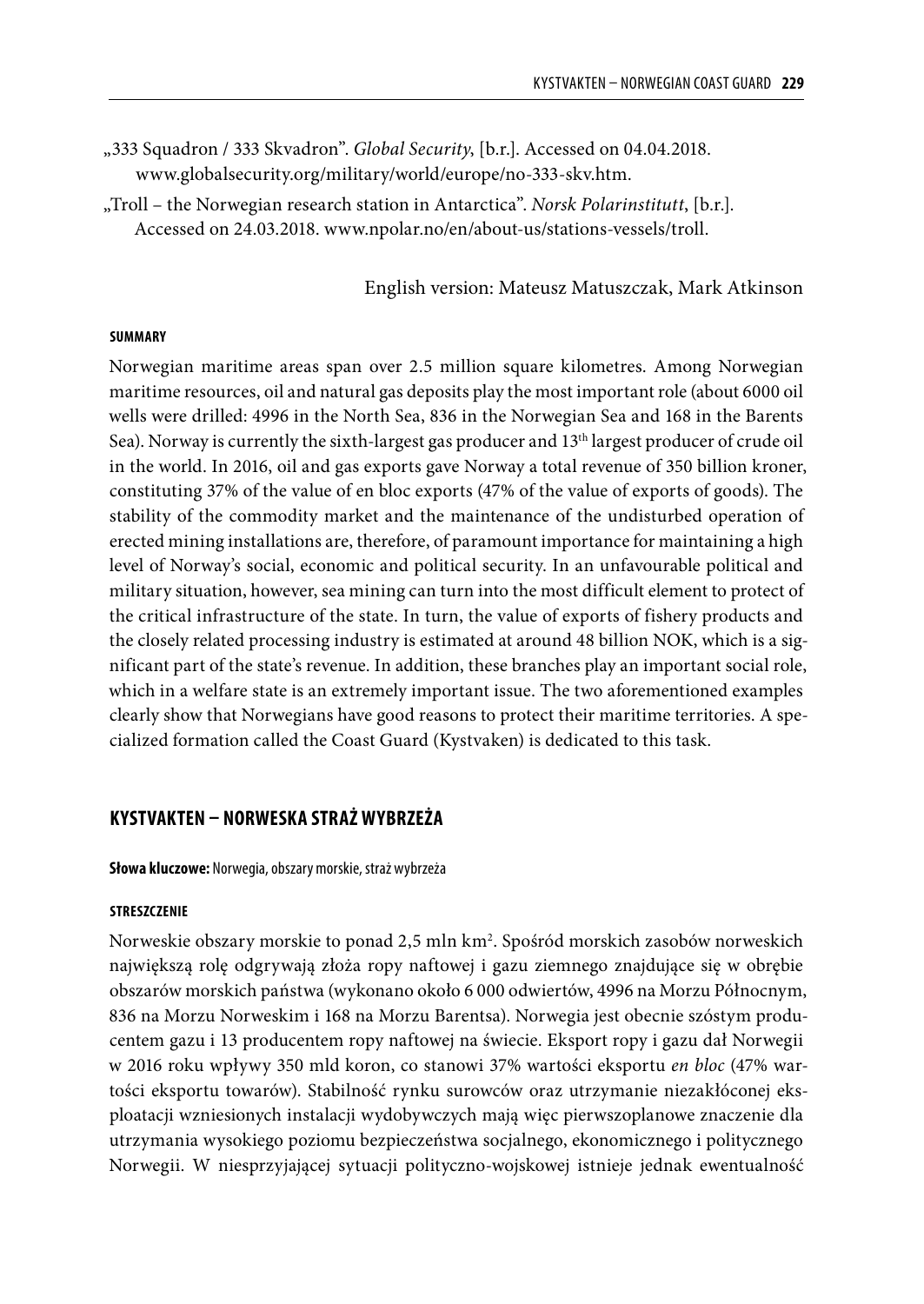„333 Squadron / 333 Skvadron". *Global Security*, [b.r.]. Accessed on 04.04.2018. www.globalsecurity.org/military/world/europe/no-333-skv.htm.

„Troll – the Norwegian research station in Antarctica". *Norsk Polarinstitutt*, [b.r.]. Accessed on 24.03.2018. www.npolar.no/en/about-us/stations-vessels/troll.

English version: Mateusz Matuszczak, Mark Atkinson

#### SUMMARY

Norwegian maritime areas span over 2.5 million square kilometres. Among Norwegian maritime resources, oil and natural gas deposits play the most important role (about 6000 oil wells were drilled: 4996 in the North Sea, 836 in the Norwegian Sea and 168 in the Barents Sea). Norway is currently the sixth-largest gas producer and 13th largest producer of crude oil in the world. In 2016, oil and gas exports gave Norway a total revenue of 350 billion kroner, constituting 37% of the value of en bloc exports (47% of the value of exports of goods). The stability of the commodity market and the maintenance of the undisturbed operation of erected mining installations are, therefore, of paramount importance for maintaining a high level of Norway's social, economic and political security. In an unfavourable political and military situation, however, sea mining can turn into the most difficult element to protect of the critical infrastructure of the state. In turn, the value of exports of fishery products and the closely related processing industry is estimated at around 48 billion NOK, which is a significant part of the state's revenue. In addition, these branches play an important social role, which in a welfare state is an extremely important issue. The two aforementioned examples clearly show that Norwegians have good reasons to protect their maritime territories. A specialized formation called the Coast Guard (Kystvaken) is dedicated to this task.

## KYSTVAKTEN – NORWESKA STRAŻ WYBRZEŻA

**Słowa kluczowe:** Norwegia, obszary morskie, straż wybrzeża

#### STRESZCZENIE

Norweskie obszary morskie to ponad 2,5 mln km$^2$. Spośród morskich zasobów norweskich największą rolę odgrywają złoża ropy naftowej i gazu ziemnego znajdujące się w obrębie obszarów morskich państwa (wykonano około 6 000 odwiertów, 4996 na Morzu Północnym, 836 na Morzu Norweskim i 168 na Morzu Barentsa). Norwegia jest obecnie szóstym producentem gazu i 13 producentem ropy naftowej na świecie. Eksport ropy i gazu dał Norwegii w 2016 roku wpływy 350 mld koron, co stanowi 37% wartości eksportu *en bloc* (47% wartości eksportu towarów). Stabilność rynku surowców oraz utrzymanie niezakłóconej eksploatacji wzniesionych instalacji wydobywczych mają więc pierwszoplanowe znaczenie dla utrzymania wysokiego poziomu bezpieczeństwa socjalnego, ekonomicznego i politycznego Norwegii. W niesprzyjającej sytuacji polityczno-wojskowej istnieje jednak ewentualność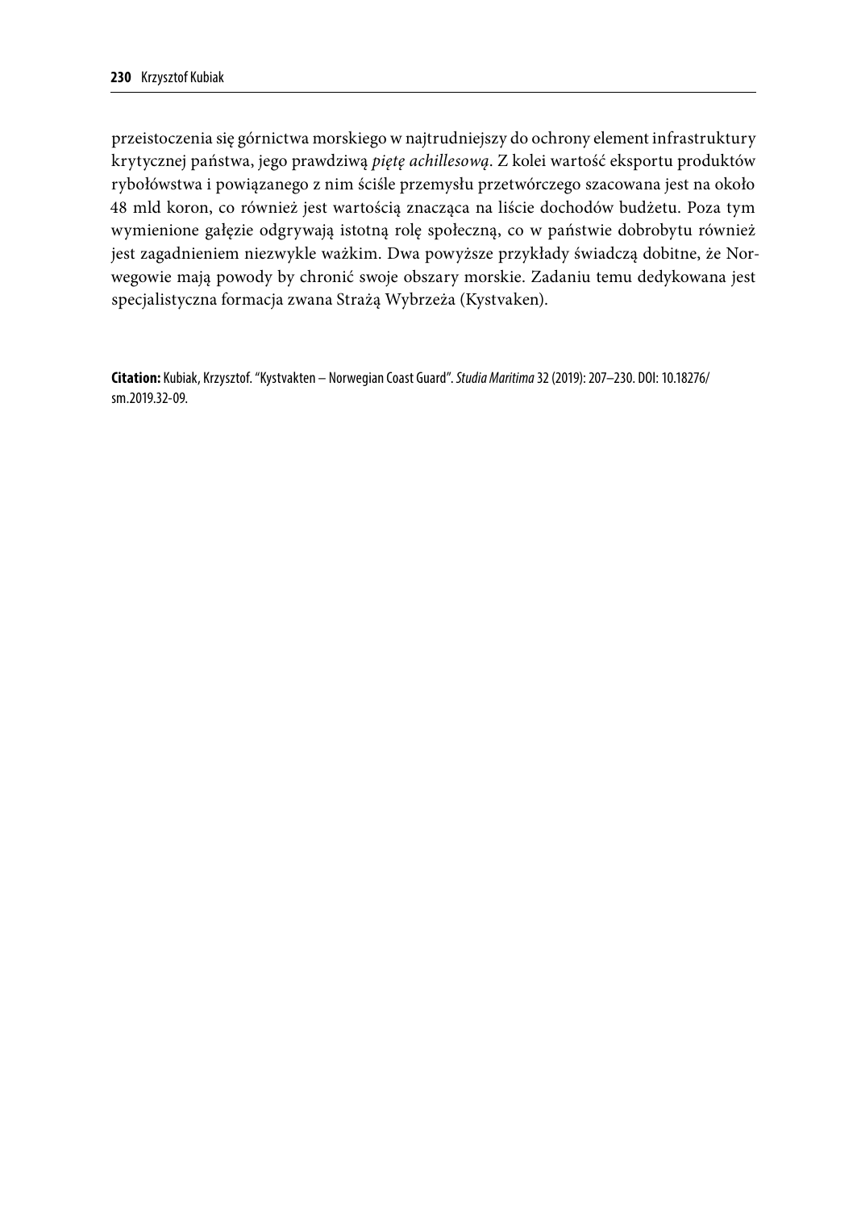przeistoczenia się górnictwa morskiego w najtrudniejszy do ochrony element infrastruktury krytycznej państwa, jego prawdziwą *piętę achillesową*. Z kolei wartość eksportu produktów rybołówstwa i powiązanego z nim ściśle przemysłu przetwórczego szacowana jest na około 48 mld koron, co również jest wartością znacząca na liście dochodów budżetu. Poza tym wymienione gałęzie odgrywają istotną rolę społeczną, co w państwie dobrobytu również jest zagadnieniem niezwykle ważkim. Dwa powyższe przykłady świadczą dobitne, że Norwegowie mają powody by chronić swoje obszary morskie. Zadaniu temu dedykowana jest specjalistyczna formacja zwana Strażą Wybrzeża (Kystvaken).

**Citation:** Kubiak, Krzysztof. "Kystvakten – Norwegian Coast Guard". *Studia Maritima* 32 (2019): 207–230. DOI: 10.18276/sm.2019.32-09.